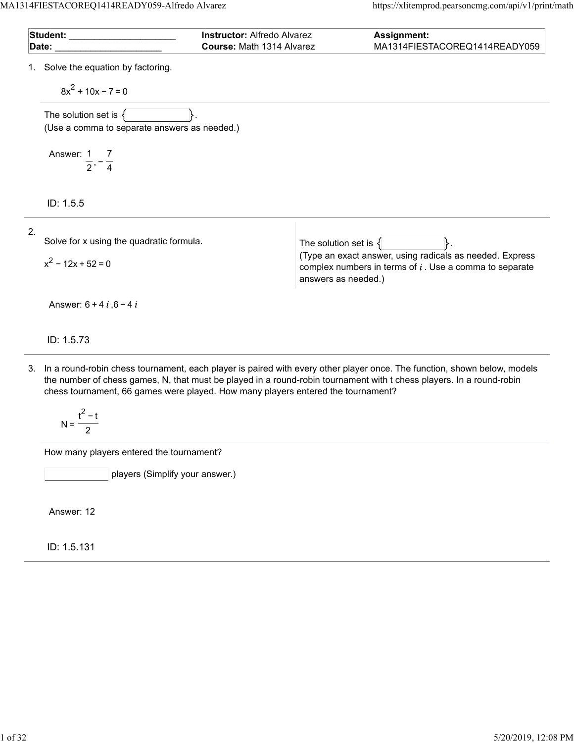| **Student:** ____________________ | **Instructor:** Alfredo Alvarez | **Assignment:** |
|---|---|---|
| **Date:** ____________________ | **Course:** Math 1314 Alvarez | MA1314FIESTACOREQ1414READY059 |

1. Solve the equation by factoring.

   $$8x^2 + 10x - 7 = 0$$

   The solution set is $\{\quad\}$.
   (Use a comma to separate answers as needed.)

   Answer: $\frac{1}{2}, -\frac{7}{4}$

   ID: 1.5.5

---

2. Solve for x using the quadratic formula.

   $$x^2 - 12x + 52 = 0$$

   The solution set is $\{\quad\}$.
   (Type an exact answer, using radicals as needed. Express complex numbers in terms of $i$. Use a comma to separate answers as needed.)

   Answer: $6 + 4i, 6 - 4i$

   ID: 1.5.73

---

3. In a round-robin chess tournament, each player is paired with every other player once. The function, shown below, models the number of chess games, N, that must be played in a round-robin tournament with t chess players. In a round-robin chess tournament, 66 games were played. How many players entered the tournament?

   $$N = \frac{t^2 - t}{2}$$

   How many players entered the tournament?

   ____________ players (Simplify your answer.)

   Answer: 12

   ID: 1.5.131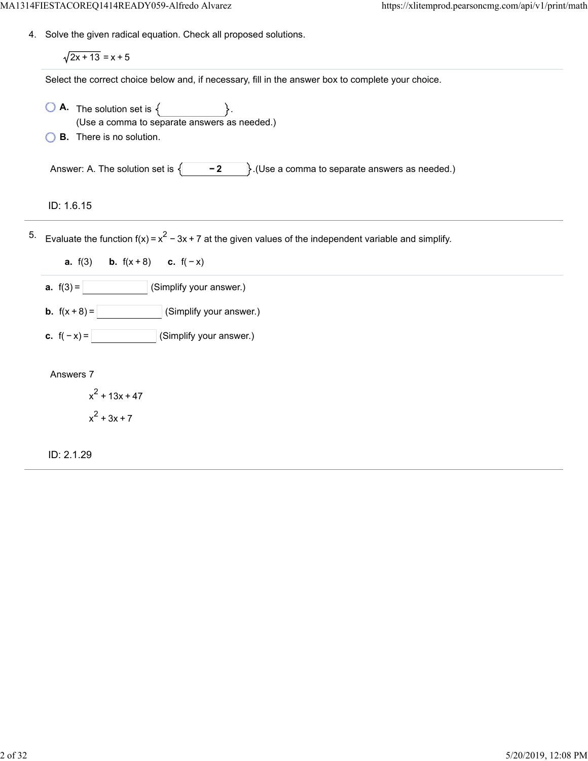4. Solve the given radical equation. Check all proposed solutions.

$$\sqrt{2x + 13} = x + 5$$

Select the correct choice below and, if necessary, fill in the answer box to complete your choice.

- **A.** The solution set is $\{\quad\}$.
  (Use a comma to separate answers as needed.)
- **B.** There is no solution.

Answer: A. The solution set is $\{-2\}$. (Use a comma to separate answers as needed.)

ID: 1.6.15

5. Evaluate the function $f(x) = x^2 - 3x + 7$ at the given values of the independent variable and simplify.

**a.** $f(3)$ **b.** $f(x+8)$ **c.** $f(-x)$

**a.** $f(3) =$ ______ (Simplify your answer.)

**b.** $f(x+8) =$ ______ (Simplify your answer.)

**c.** $f(-x) =$ ______ (Simplify your answer.)

Answers 7

$x^2 + 13x + 47$

$x^2 + 3x + 7$

ID: 2.1.29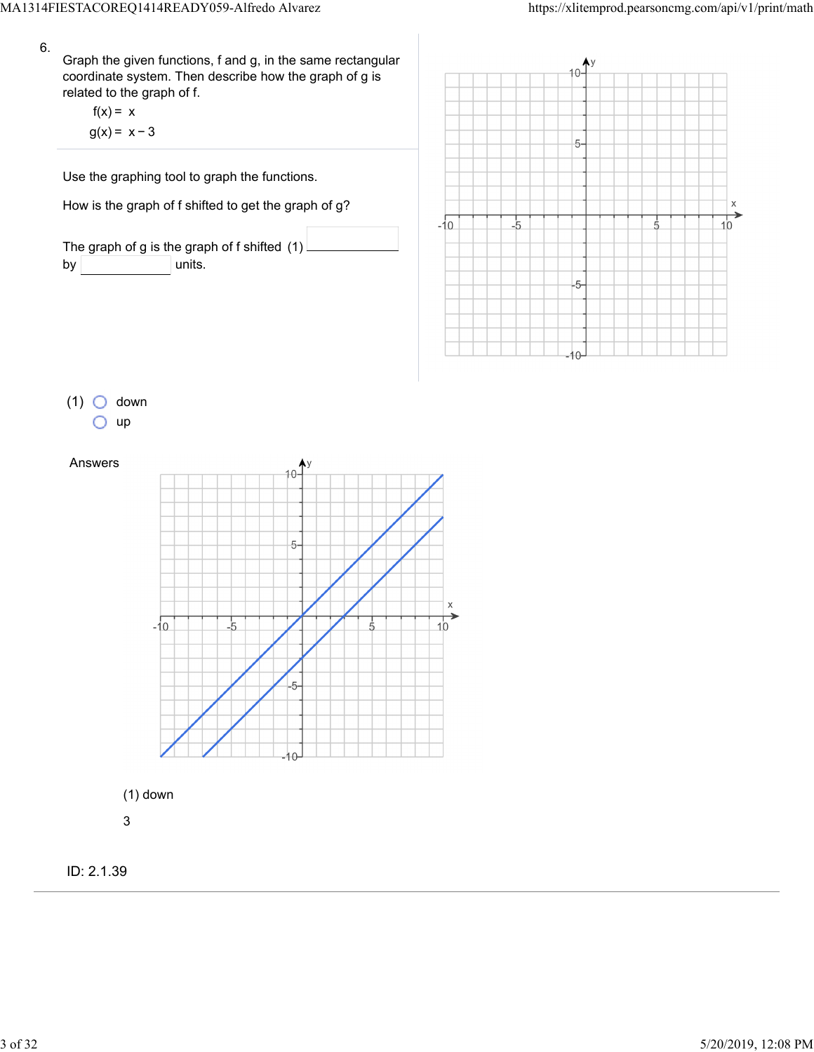6.

Graph the given functions, f and g, in the same rectangular coordinate system. Then describe how the graph of g is related to the graph of f.

$f(x) = x$

$g(x) = x - 3$

Use the graphing tool to graph the functions.

How is the graph of f shifted to get the graph of g?

The graph of g is the graph of f shifted (1) \_\_\_\_\_\_\_\_\_\_ by \_\_\_\_\_\_\_\_\_\_ units.

(1)
- ○ down
- ○ up

Answers

(1) down

3

ID: 2.1.39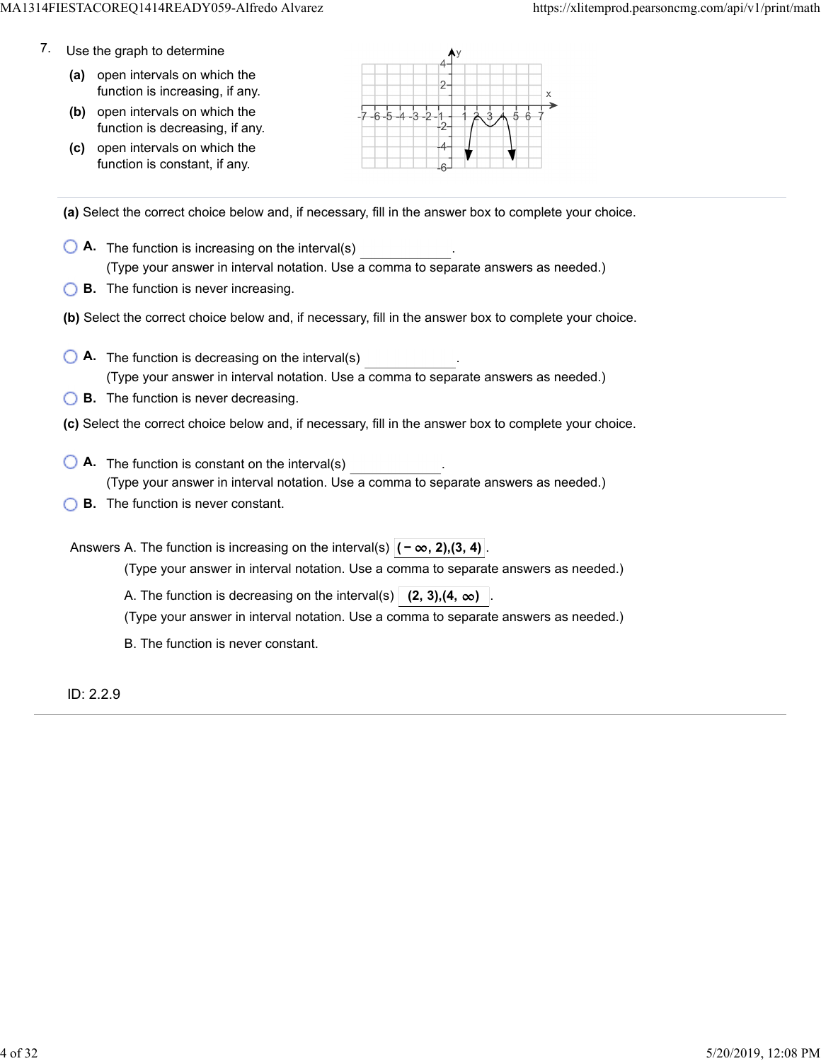7. Use the graph to determine

**(a)** open intervals on which the function is increasing, if any.

**(b)** open intervals on which the function is decreasing, if any.

**(c)** open intervals on which the function is constant, if any.

**(a)** Select the correct choice below and, if necessary, fill in the answer box to complete your choice.

- **A.** The function is increasing on the interval(s) ____________.
  (Type your answer in interval notation. Use a comma to separate answers as needed.)
- **B.** The function is never increasing.

**(b)** Select the correct choice below and, if necessary, fill in the answer box to complete your choice.

- **A.** The function is decreasing on the interval(s) ____________.
  (Type your answer in interval notation. Use a comma to separate answers as needed.)
- **B.** The function is never decreasing.

**(c)** Select the correct choice below and, if necessary, fill in the answer box to complete your choice.

- **A.** The function is constant on the interval(s) ____________.
  (Type your answer in interval notation. Use a comma to separate answers as needed.)
- **B.** The function is never constant.

Answers A. The function is increasing on the interval(s) $(-\infty, 2),(3, 4)$.
(Type your answer in interval notation. Use a comma to separate answers as needed.)

A. The function is decreasing on the interval(s) $(2, 3),(4, \infty)$.
(Type your answer in interval notation. Use a comma to separate answers as needed.)

B. The function is never constant.

ID: 2.2.9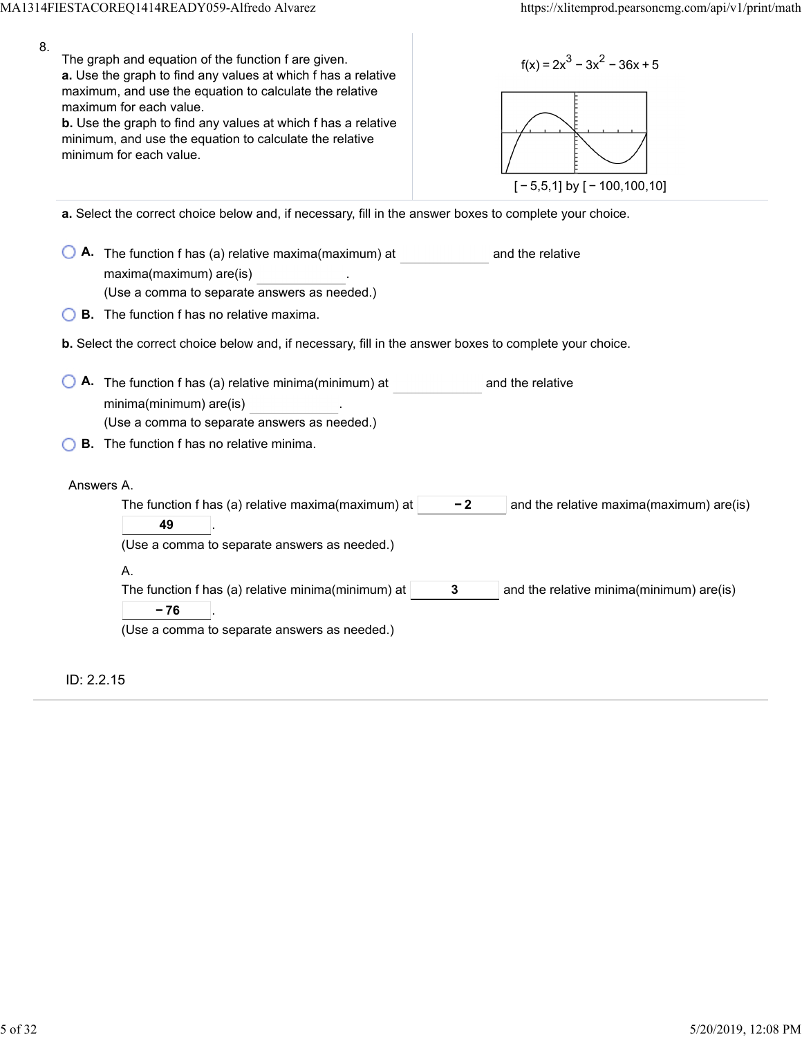8.

The graph and equation of the function f are given.

**a.** Use the graph to find any values at which f has a relative maximum, and use the equation to calculate the relative maximum for each value.

**b.** Use the graph to find any values at which f has a relative minimum, and use the equation to calculate the relative minimum for each value.

$f(x) = 2x^3 - 3x^2 - 36x + 5$

$[-5,5,1]$ by $[-100,100,10]$

**a.** Select the correct choice below and, if necessary, fill in the answer boxes to complete your choice.

- **A.** The function f has (a) relative maxima(maximum) at ______ and the relative maxima(maximum) are(is) ______.
  (Use a comma to separate answers as needed.)
- **B.** The function f has no relative maxima.

**b.** Select the correct choice below and, if necessary, fill in the answer boxes to complete your choice.

- **A.** The function f has (a) relative minima(minimum) at ______ and the relative minima(minimum) are(is) ______.
  (Use a comma to separate answers as needed.)
- **B.** The function f has no relative minima.

Answers A.

The function f has (a) relative maxima(maximum) at **−2** and the relative maxima(maximum) are(is) **49**.
(Use a comma to separate answers as needed.)

A.

The function f has (a) relative minima(minimum) at **3** and the relative minima(minimum) are(is) **−76**.
(Use a comma to separate answers as needed.)

ID: 2.2.15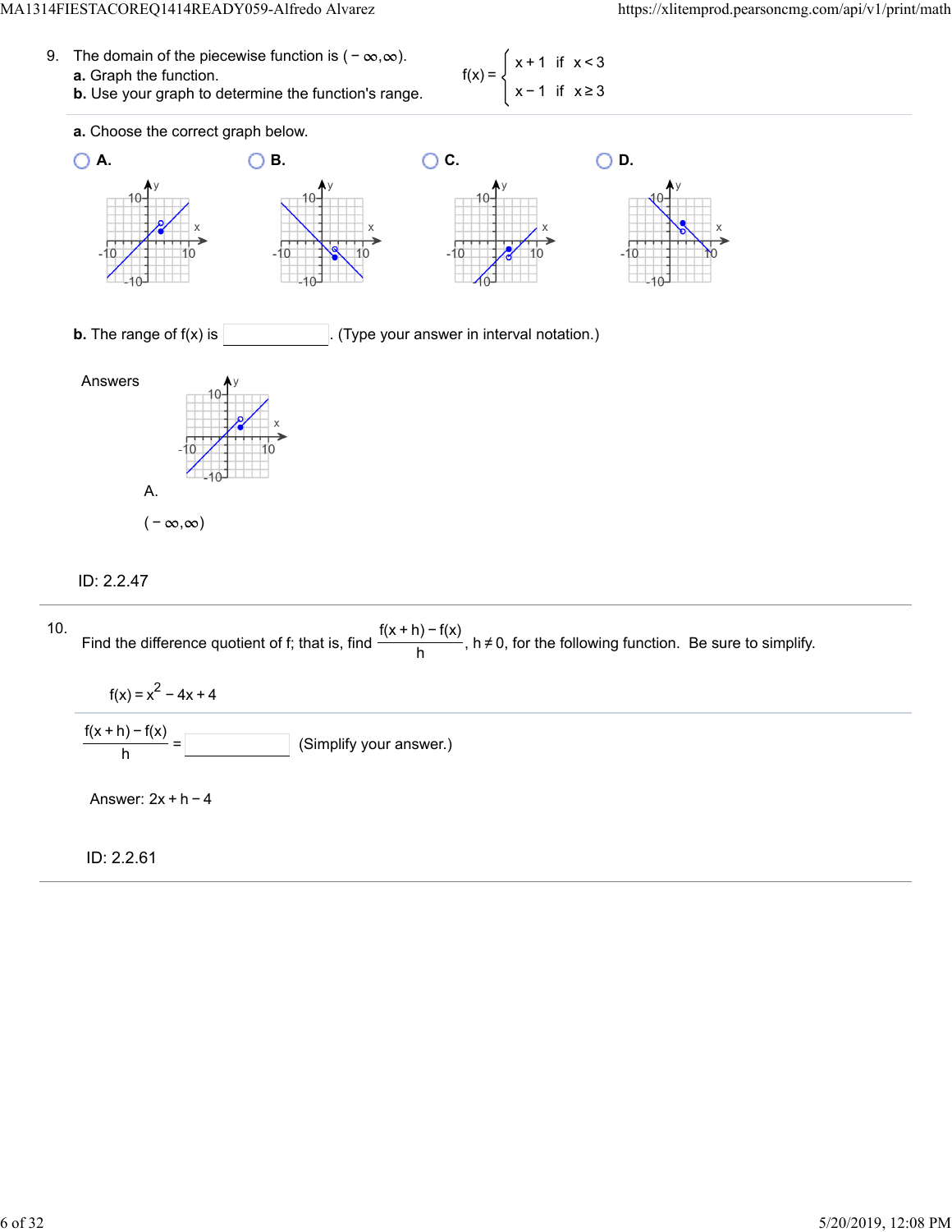9. The domain of the piecewise function is $(-\infty, \infty)$.

**a.** Graph the function.

**b.** Use your graph to determine the function's range.

$$f(x) = \begin{cases} x+1 & \text{if } x < 3 \\ x-1 & \text{if } x \geq 3 \end{cases}$$

**a.** Choose the correct graph below.

**A.**

**B.**

**C.**

**D.**

**b.** The range of f(x) is ______. (Type your answer in interval notation.)

Answers

A.

$(-\infty, \infty)$

ID: 2.2.47

---

10. Find the difference quotient of f; that is, find $\frac{f(x+h) - f(x)}{h}$, $h \neq 0$, for the following function. Be sure to simplify.

$f(x) = x^2 - 4x + 4$

$\frac{f(x+h) - f(x)}{h}$ = ______ (Simplify your answer.)

Answer: $2x + h - 4$

ID: 2.2.61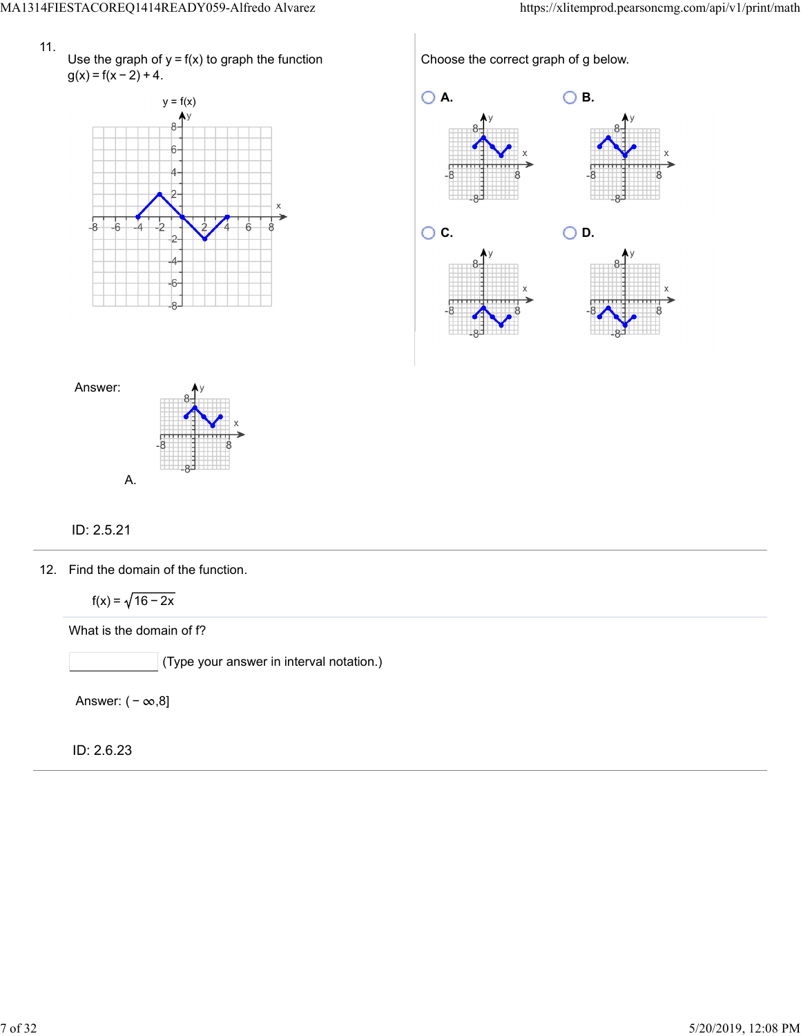11. Use the graph of y = f(x) to graph the function $g(x) = f(x-2) + 4$.

Choose the correct graph of g below.

A.

B.

C.

D.

Answer: A.

ID: 2.5.21

12. Find the domain of the function.

$$f(x) = \sqrt{16 - 2x}$$

What is the domain of f?

(Type your answer in interval notation.)

Answer: $(-\infty, 8]$

ID: 2.6.23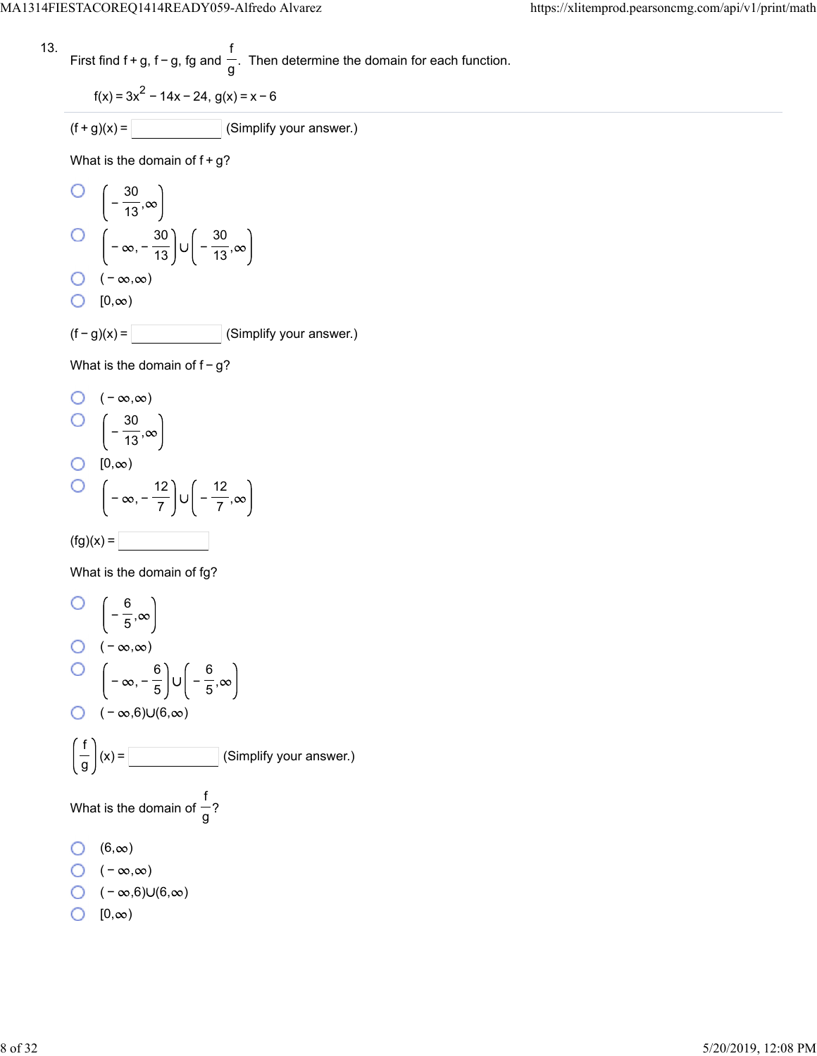13.

First find f + g, f − g, fg and $\frac{f}{g}$. Then determine the domain for each function.

$f(x) = 3x^2 - 14x - 24$, $g(x) = x - 6$

$(f + g)(x) =$ ______ (Simplify your answer.)

What is the domain of f + g?

- $\left(-\frac{30}{13}, \infty\right)$
- $\left(-\infty, -\frac{30}{13}\right) \cup \left(-\frac{30}{13}, \infty\right)$
- $(-\infty, \infty)$
- $[0, \infty)$

$(f - g)(x) =$ ______ (Simplify your answer.)

What is the domain of f − g?

- $(-\infty, \infty)$
- $\left(-\frac{30}{13}, \infty\right)$
- $[0, \infty)$
- $\left(-\infty, -\frac{12}{7}\right) \cup \left(-\frac{12}{7}, \infty\right)$

$(fg)(x) =$ ______

What is the domain of fg?

- $\left(-\frac{6}{5}, \infty\right)$
- $(-\infty, \infty)$
- $\left(-\infty, -\frac{6}{5}\right) \cup \left(-\frac{6}{5}, \infty\right)$
- $(-\infty, 6) \cup (6, \infty)$

$\left(\frac{f}{g}\right)(x) =$ ______ (Simplify your answer.)

What is the domain of $\frac{f}{g}$?

- $(6, \infty)$
- $(-\infty, \infty)$
- $(-\infty, 6) \cup (6, \infty)$
- $[0, \infty)$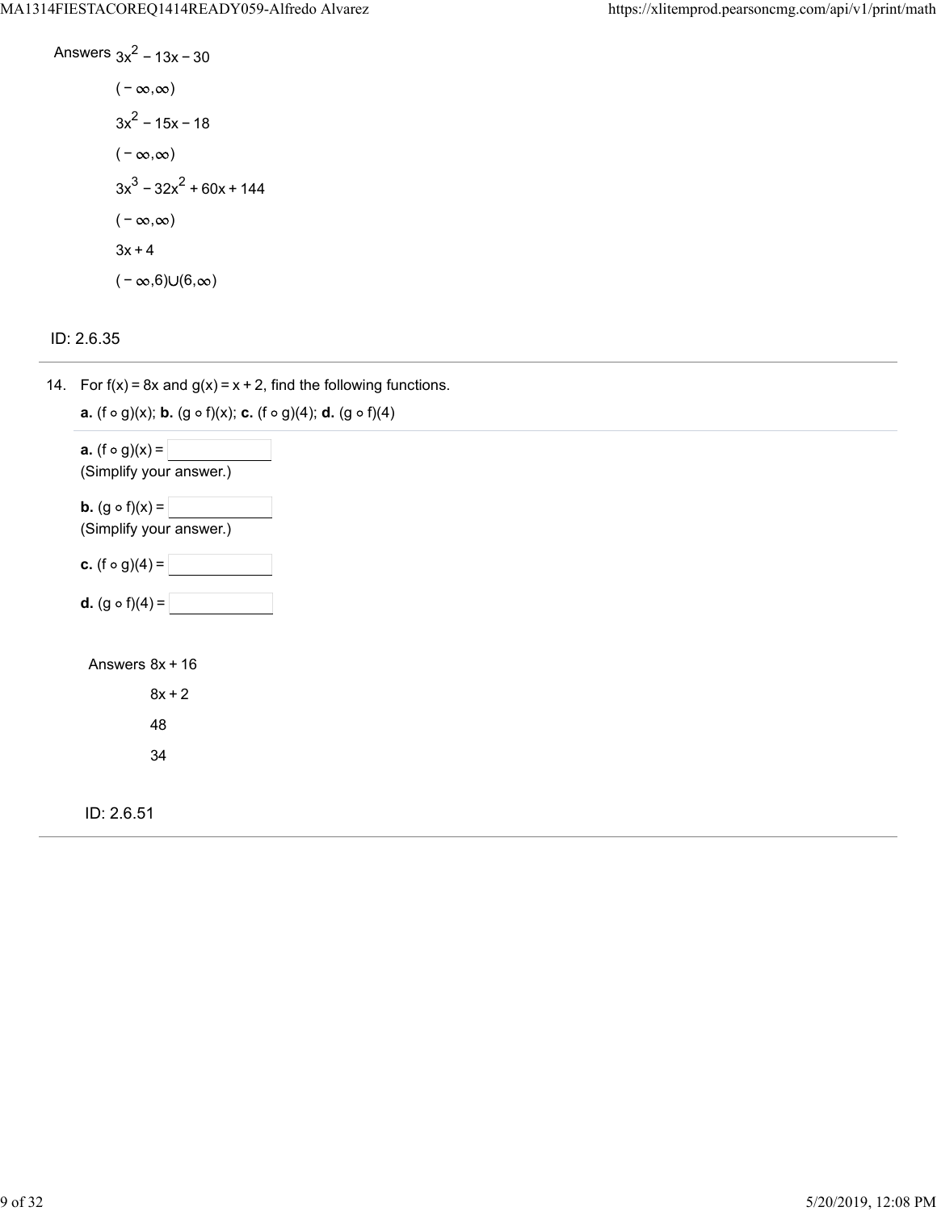Answers $3x^2 - 13x - 30$

$(-\infty,\infty)$

$3x^2 - 15x - 18$

$(-\infty,\infty)$

$3x^3 - 32x^2 + 60x + 144$

$(-\infty,\infty)$

$3x + 4$

$(-\infty,6)\cup(6,\infty)$

ID: 2.6.35

---

14. For $f(x) = 8x$ and $g(x) = x + 2$, find the following functions.

**a.** $(f \circ g)(x)$; **b.** $(g \circ f)(x)$; **c.** $(f \circ g)(4)$; **d.** $(g \circ f)(4)$

**a.** $(f \circ g)(x) =$ ______
(Simplify your answer.)

**b.** $(g \circ f)(x) =$ ______
(Simplify your answer.)

**c.** $(f \circ g)(4) =$ ______

**d.** $(g \circ f)(4) =$ ______

Answers $8x + 16$

$8x + 2$

48

34

ID: 2.6.51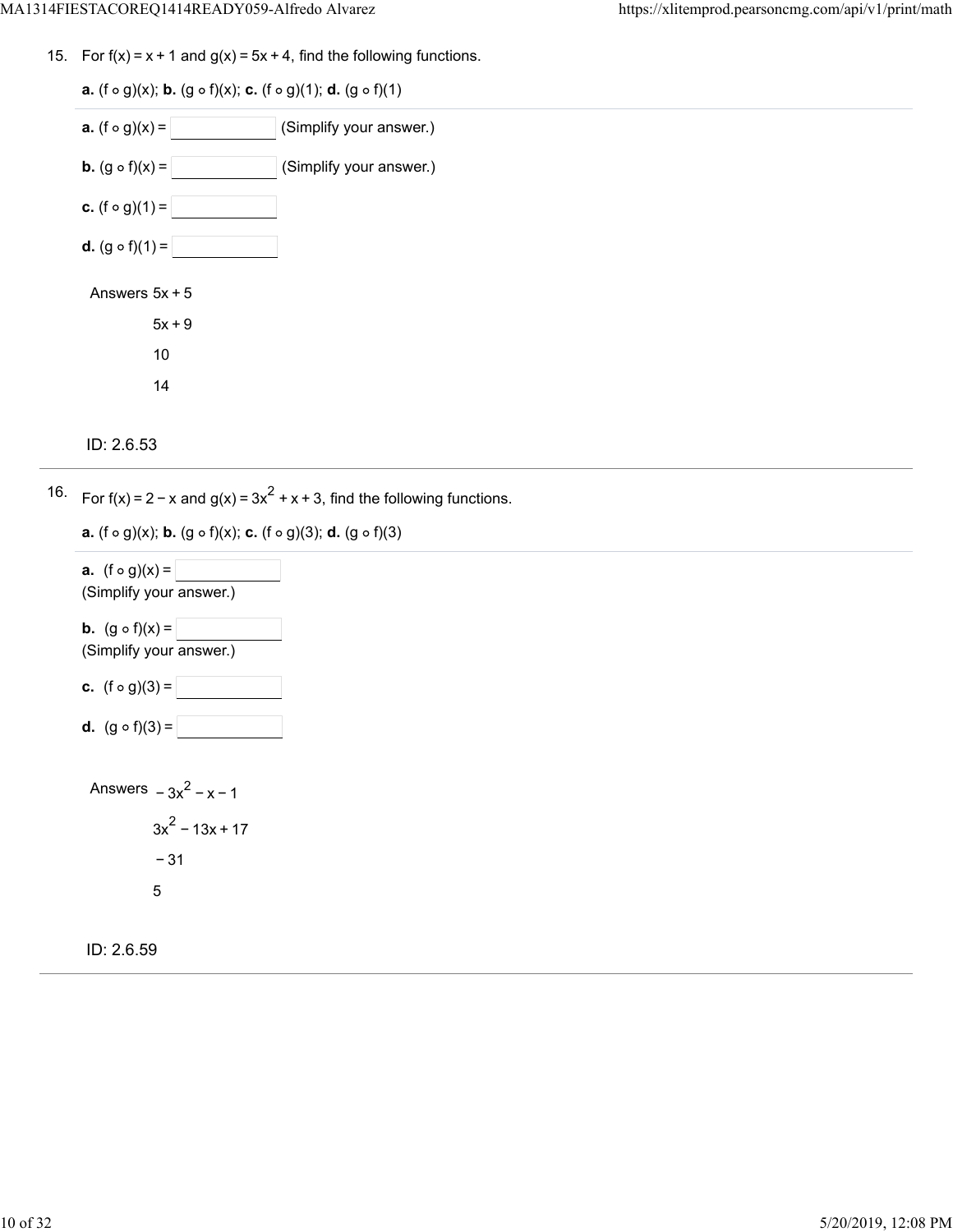15. For $f(x) = x + 1$ and $g(x) = 5x + 4$, find the following functions.

**a.** $(f \circ g)(x)$; **b.** $(g \circ f)(x)$; **c.** $(f \circ g)(1)$; **d.** $(g \circ f)(1)$

**a.** $(f \circ g)(x) =$ ____________ (Simplify your answer.)

**b.** $(g \circ f)(x) =$ ____________ (Simplify your answer.)

**c.** $(f \circ g)(1) =$ ____________

**d.** $(g \circ f)(1) =$ ____________

Answers $5x + 5$

$5x + 9$

10

14

ID: 2.6.53

16. For $f(x) = 2 - x$ and $g(x) = 3x^2 + x + 3$, find the following functions.

**a.** $(f \circ g)(x)$; **b.** $(g \circ f)(x)$; **c.** $(f \circ g)(3)$; **d.** $(g \circ f)(3)$

**a.** $(f \circ g)(x) =$ ____________
(Simplify your answer.)

**b.** $(g \circ f)(x) =$ ____________
(Simplify your answer.)

**c.** $(f \circ g)(3) =$ ____________

**d.** $(g \circ f)(3) =$ ____________

Answers $-3x^2 - x - 1$

$3x^2 - 13x + 17$

$-31$

5

ID: 2.6.59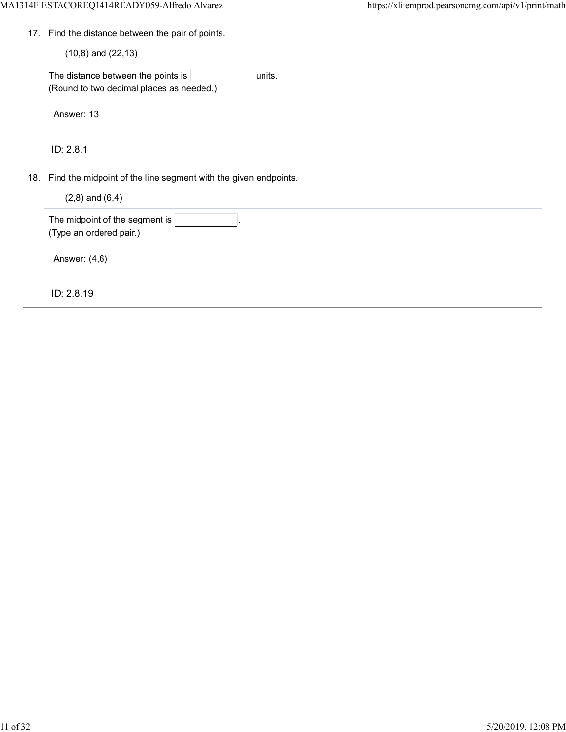17. Find the distance between the pair of points.

    (10,8) and (22,13)

    The distance between the points is ____________ units.
    (Round to two decimal places as needed.)

    Answer: 13

    ID: 2.8.1

---

18. Find the midpoint of the line segment with the given endpoints.

    (2,8) and (6,4)

    The midpoint of the segment is ____________.
    (Type an ordered pair.)

    Answer: (4,6)

    ID: 2.8.19

---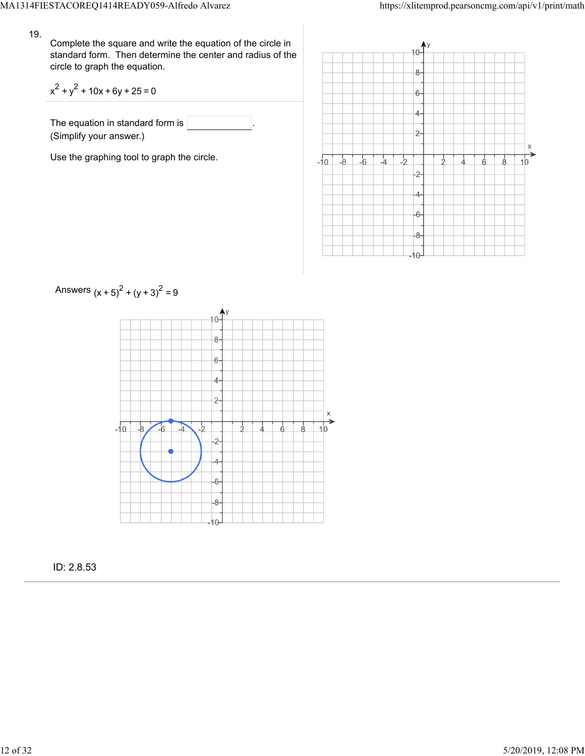19.

Complete the square and write the equation of the circle in standard form. Then determine the center and radius of the circle to graph the equation.

$x^2 + y^2 + 10x + 6y + 25 = 0$

The equation in standard form is \_\_\_\_\_\_\_\_\_\_.
(Simplify your answer.)

Use the graphing tool to graph the circle.

Answers $(x + 5)^2 + (y + 3)^2 = 9$

ID: 2.8.53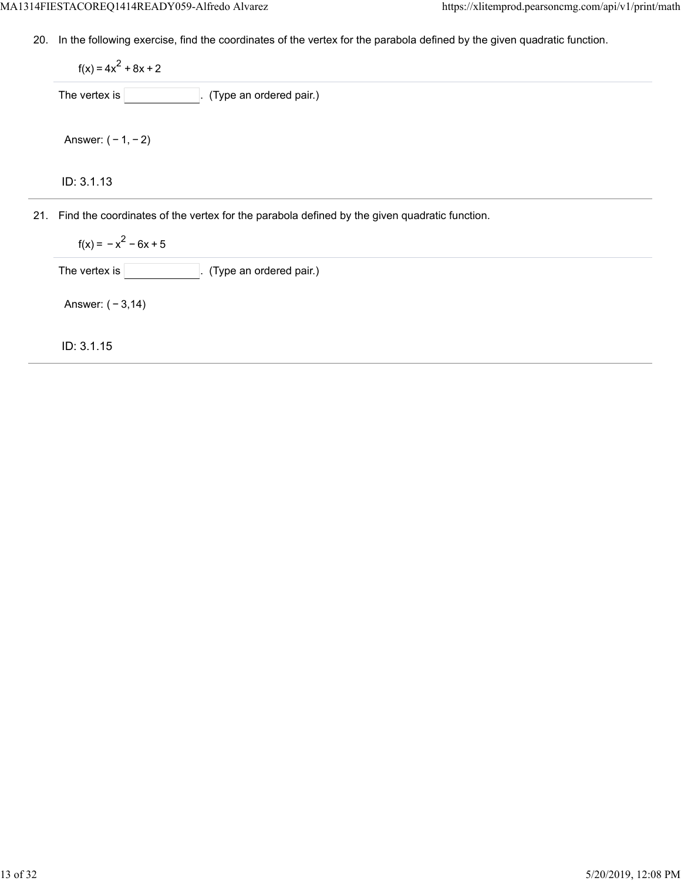20. In the following exercise, find the coordinates of the vertex for the parabola defined by the given quadratic function.

    $f(x) = 4x^2 + 8x + 2$

    The vertex is ______. (Type an ordered pair.)

    Answer: $(-1, -2)$

    ID: 3.1.13

---

21. Find the coordinates of the vertex for the parabola defined by the given quadratic function.

    $f(x) = -x^2 - 6x + 5$

    The vertex is ______. (Type an ordered pair.)

    Answer: $(-3, 14)$

    ID: 3.1.15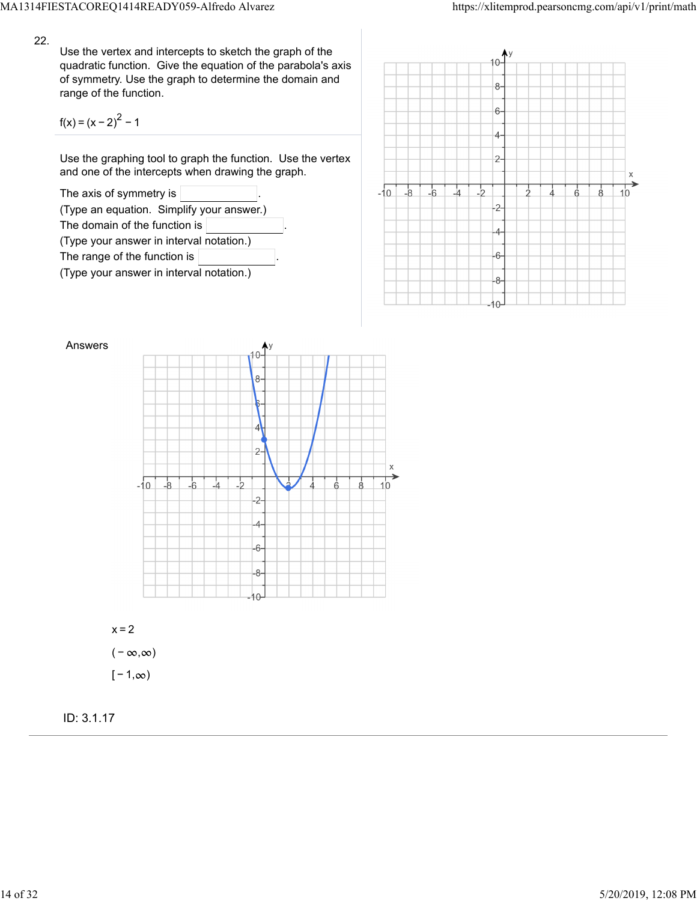22.

Use the vertex and intercepts to sketch the graph of the quadratic function. Give the equation of the parabola's axis of symmetry. Use the graph to determine the domain and range of the function.

$f(x) = (x-2)^2 - 1$

Use the graphing tool to graph the function. Use the vertex and one of the intercepts when drawing the graph.

The axis of symmetry is \_\_\_\_\_\_\_\_.
(Type an equation. Simplify your answer.)

The domain of the function is \_\_\_\_\_\_\_\_.
(Type your answer in interval notation.)

The range of the function is \_\_\_\_\_\_\_\_.
(Type your answer in interval notation.)

Answers

$x = 2$

$(-\infty, \infty)$

$[-1, \infty)$

ID: 3.1.17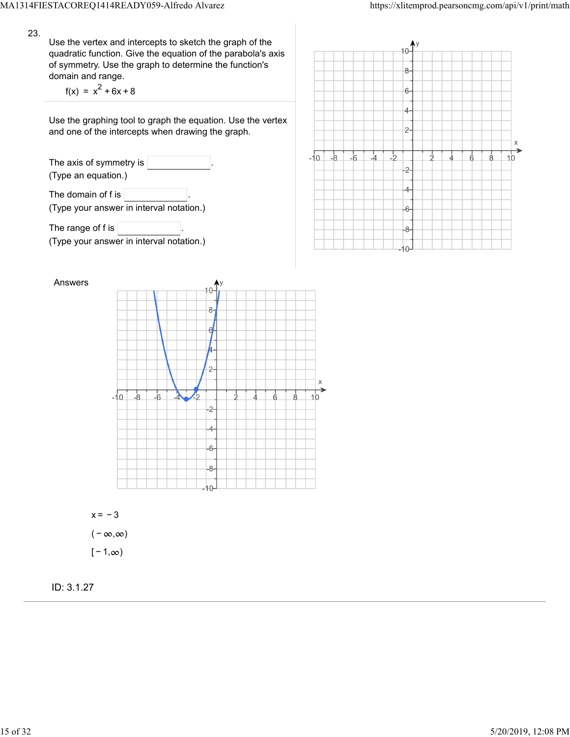23.

Use the vertex and intercepts to sketch the graph of the quadratic function. Give the equation of the parabola's axis of symmetry. Use the graph to determine the function's domain and range.

$$f(x) = x^2 + 6x + 8$$

Use the graphing tool to graph the equation. Use the vertex and one of the intercepts when drawing the graph.

The axis of symmetry is ______.
(Type an equation.)

The domain of f is ______.
(Type your answer in interval notation.)

The range of f is ______.
(Type your answer in interval notation.)

Answers

$x = -3$

$(-\infty, \infty)$

$[-1, \infty)$

ID: 3.1.27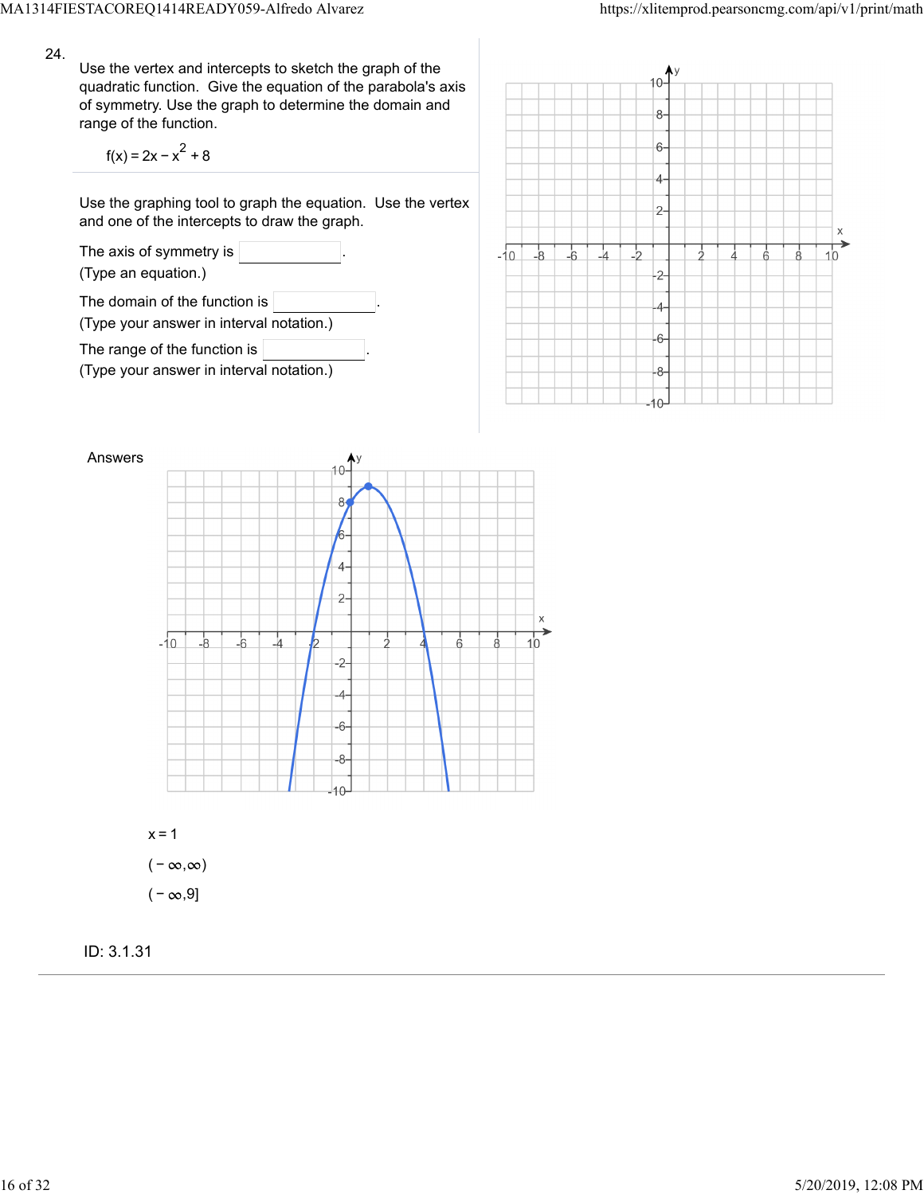24.

Use the vertex and intercepts to sketch the graph of the quadratic function. Give the equation of the parabola's axis of symmetry. Use the graph to determine the domain and range of the function.

$$f(x) = 2x - x^2 + 8$$

Use the graphing tool to graph the equation. Use the vertex and one of the intercepts to draw the graph.

The axis of symmetry is \_\_\_\_\_\_\_\_.
(Type an equation.)

The domain of the function is \_\_\_\_\_\_\_\_.
(Type your answer in interval notation.)

The range of the function is \_\_\_\_\_\_\_\_.
(Type your answer in interval notation.)

Answers

$x = 1$

$(-\infty, \infty)$

$(-\infty, 9]$

ID: 3.1.31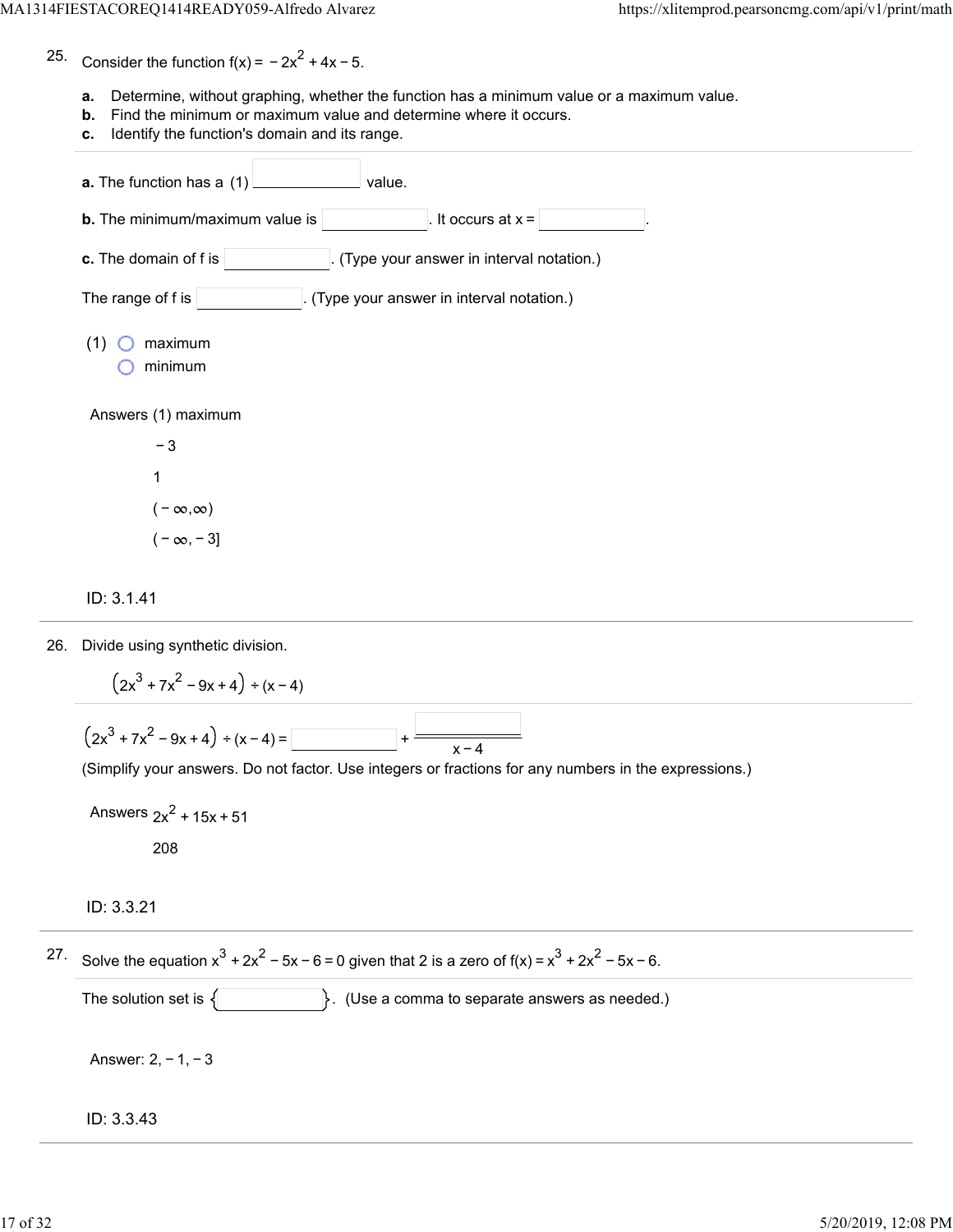25. Consider the function $f(x) = -2x^2 + 4x - 5$.

**a.** Determine, without graphing, whether the function has a minimum value or a maximum value.
**b.** Find the minimum or maximum value and determine where it occurs.
**c.** Identify the function's domain and its range.

**a.** The function has a (1) ____________ value.

**b.** The minimum/maximum value is ____________. It occurs at $x =$ ____________.

**c.** The domain of f is ____________. (Type your answer in interval notation.)

The range of f is ____________. (Type your answer in interval notation.)

(1) ○ maximum
○ minimum

Answers (1) maximum

$-3$

$1$

$(-\infty, \infty)$

$(-\infty, -3]$

ID: 3.1.41

---

26. Divide using synthetic division.

$$\left(2x^3 + 7x^2 - 9x + 4\right) \div (x - 4)$$

$\left(2x^3 + 7x^2 - 9x + 4\right) \div (x - 4) =$ ____________ $+ \dfrac{\phantom{000}}{x - 4}$

(Simplify your answers. Do not factor. Use integers or fractions for any numbers in the expressions.)

Answers $2x^2 + 15x + 51$

$208$

ID: 3.3.21

---

27. Solve the equation $x^3 + 2x^2 - 5x - 6 = 0$ given that 2 is a zero of $f(x) = x^3 + 2x^2 - 5x - 6$.

The solution set is { ____________ }. (Use a comma to separate answers as needed.)

Answer: $2, -1, -3$

ID: 3.3.43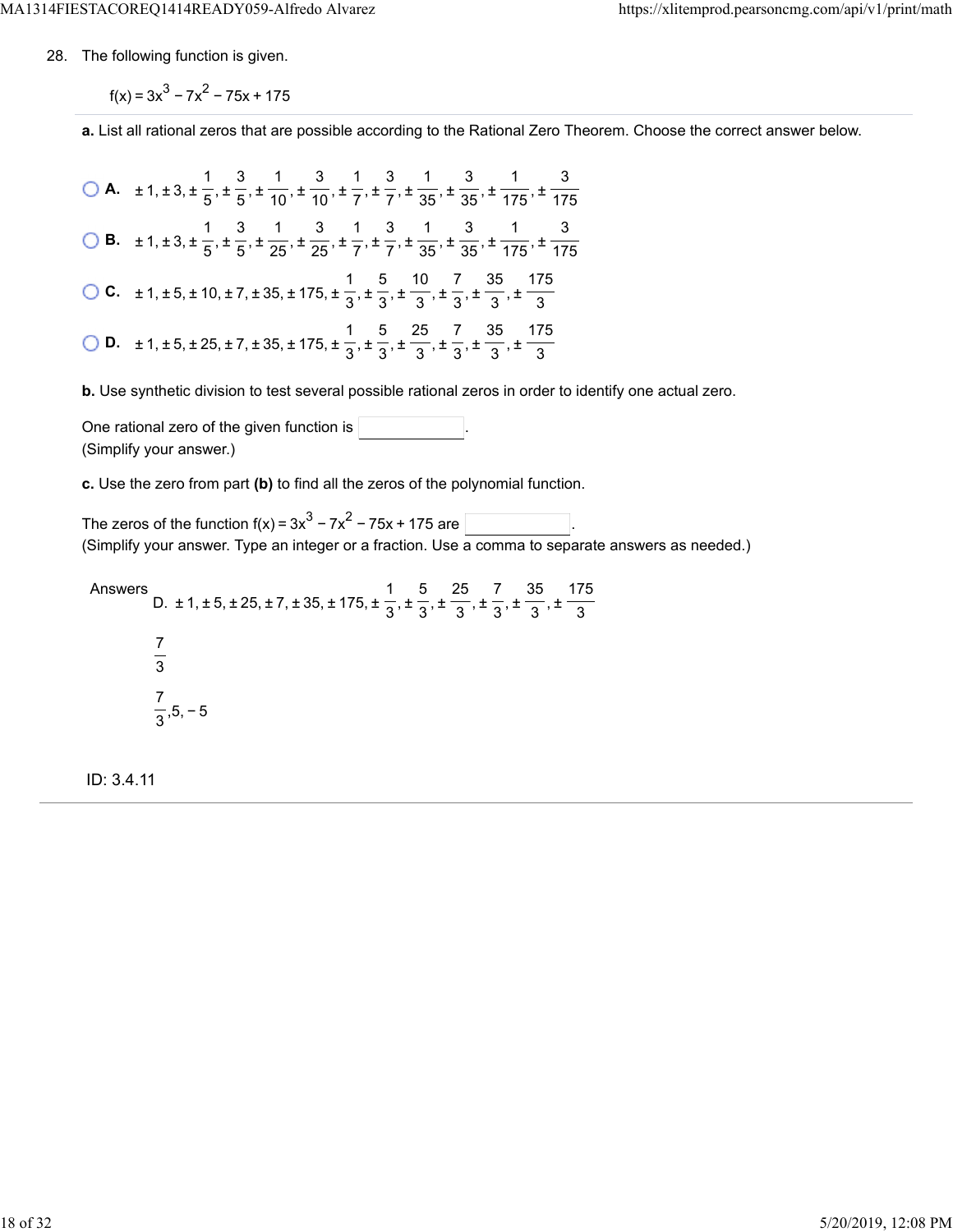28. The following function is given.

$f(x) = 3x^3 - 7x^2 - 75x + 175$

**a.** List all rational zeros that are possible according to the Rational Zero Theorem. Choose the correct answer below.

- **A.** $\pm 1, \pm 3, \pm \frac{1}{5}, \pm \frac{3}{5}, \pm \frac{1}{10}, \pm \frac{3}{10}, \pm \frac{1}{7}, \pm \frac{3}{7}, \pm \frac{1}{35}, \pm \frac{3}{35}, \pm \frac{1}{175}, \pm \frac{3}{175}$
- **B.** $\pm 1, \pm 3, \pm \frac{1}{5}, \pm \frac{3}{5}, \pm \frac{1}{25}, \pm \frac{3}{25}, \pm \frac{1}{7}, \pm \frac{3}{7}, \pm \frac{1}{35}, \pm \frac{3}{35}, \pm \frac{1}{175}, \pm \frac{3}{175}$
- **C.** $\pm 1, \pm 5, \pm 10, \pm 7, \pm 35, \pm 175, \pm \frac{1}{3}, \pm \frac{5}{3}, \pm \frac{10}{3}, \pm \frac{7}{3}, \pm \frac{35}{3}, \pm \frac{175}{3}$
- **D.** $\pm 1, \pm 5, \pm 25, \pm 7, \pm 35, \pm 175, \pm \frac{1}{3}, \pm \frac{5}{3}, \pm \frac{25}{3}, \pm \frac{7}{3}, \pm \frac{35}{3}, \pm \frac{175}{3}$

**b.** Use synthetic division to test several possible rational zeros in order to identify one actual zero.

One rational zero of the given function is \_\_\_\_\_\_\_\_.
(Simplify your answer.)

**c.** Use the zero from part **(b)** to find all the zeros of the polynomial function.

The zeros of the function $f(x) = 3x^3 - 7x^2 - 75x + 175$ are \_\_\_\_\_\_\_\_.
(Simplify your answer. Type an integer or a fraction. Use a comma to separate answers as needed.)

Answers D. $\pm 1, \pm 5, \pm 25, \pm 7, \pm 35, \pm 175, \pm \frac{1}{3}, \pm \frac{5}{3}, \pm \frac{25}{3}, \pm \frac{7}{3}, \pm \frac{35}{3}, \pm \frac{175}{3}$

$\frac{7}{3}$

$\frac{7}{3}, 5, -5$

ID: 3.4.11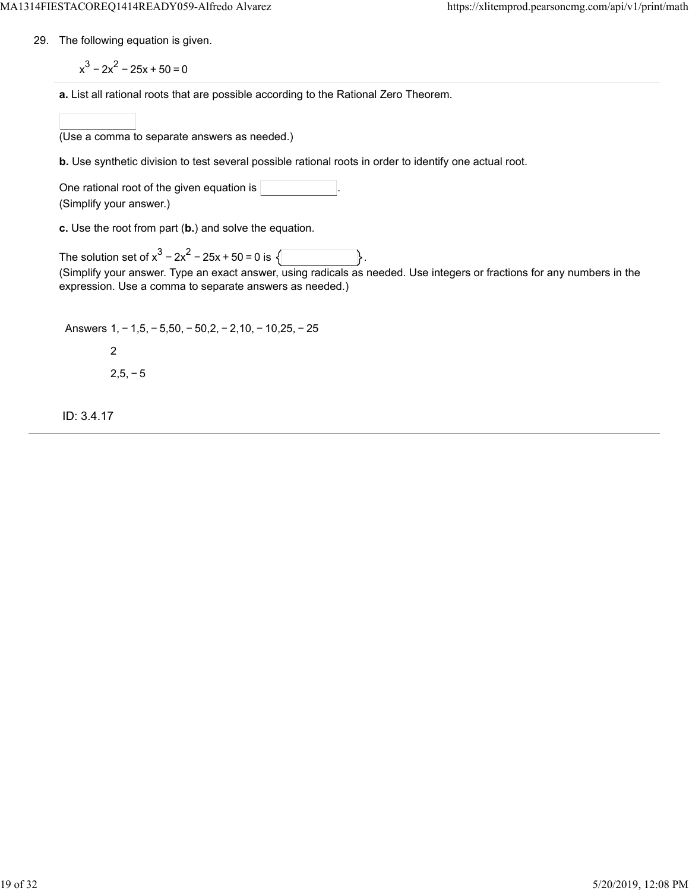29. The following equation is given.

$$x^3 - 2x^2 - 25x + 50 = 0$$

**a.** List all rational roots that are possible according to the Rational Zero Theorem.

(Use a comma to separate answers as needed.)

**b.** Use synthetic division to test several possible rational roots in order to identify one actual root.

One rational root of the given equation is ______.
(Simplify your answer.)

**c.** Use the root from part (**b.**) and solve the equation.

The solution set of $x^3 - 2x^2 - 25x + 50 = 0$ is $\{$ ______ $\}$.
(Simplify your answer. Type an exact answer, using radicals as needed. Use integers or fractions for any numbers in the expression. Use a comma to separate answers as needed.)

Answers $1, -1, 5, -5, 50, -50, 2, -2, 10, -10, 25, -25$

$2$

$2, 5, -5$

ID: 3.4.17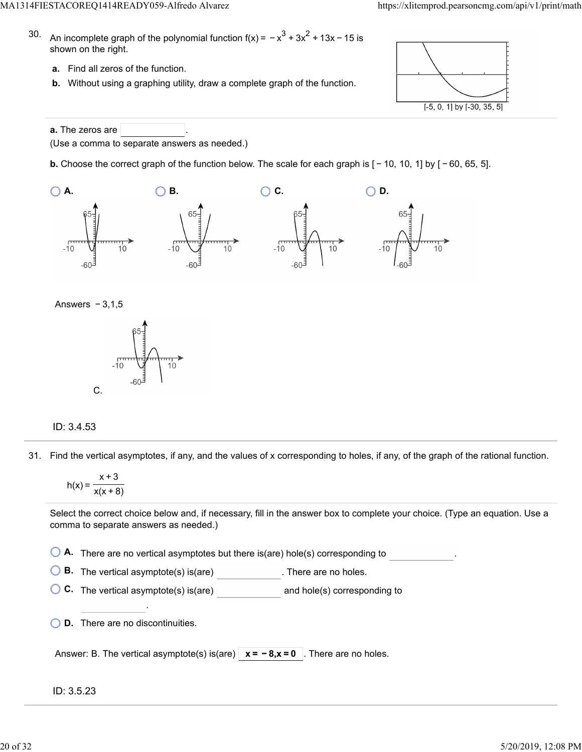30. An incomplete graph of the polynomial function $f(x) = -x^3 + 3x^2 + 13x - 15$ is shown on the right.

**a.** Find all zeros of the function.

**b.** Without using a graphing utility, draw a complete graph of the function.

[-5, 0, 1] by [-30, 35, 5]

**a.** The zeros are ____________.
(Use a comma to separate answers as needed.)

**b.** Choose the correct graph of the function below. The scale for each graph is [ − 10, 10, 1] by [ − 60, 65, 5].

**A.** **B.** **C.** **D.**

Answers − 3,1,5

C.

ID: 3.4.53

31. Find the vertical asymptotes, if any, and the values of x corresponding to holes, if any, of the graph of the rational function.

$$h(x) = \frac{x+3}{x(x+8)}$$

Select the correct choice below and, if necessary, fill in the answer box to complete your choice. (Type an equation. Use a comma to separate answers as needed.)

**A.** There are no vertical asymptotes but there is(are) hole(s) corresponding to ____________.

**B.** The vertical asymptote(s) is(are) ____________. There are no holes.

**C.** The vertical asymptote(s) is(are) ____________ and hole(s) corresponding to ____________.

**D.** There are no discontinuities.

Answer: B. The vertical asymptote(s) is(are) **x = − 8,x = 0** . There are no holes.

ID: 3.5.23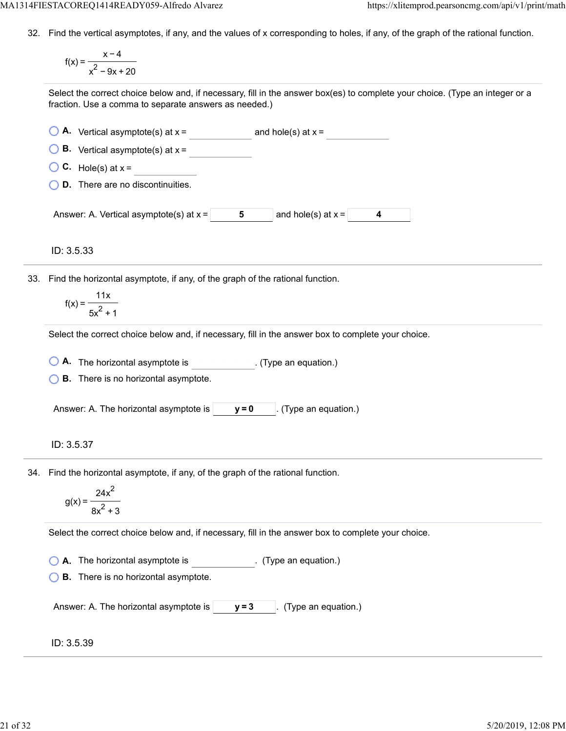32. Find the vertical asymptotes, if any, and the values of x corresponding to holes, if any, of the graph of the rational function.

$$f(x) = \frac{x-4}{x^2 - 9x + 20}$$

Select the correct choice below and, if necessary, fill in the answer box(es) to complete your choice. (Type an integer or a fraction. Use a comma to separate answers as needed.)

- **A.** Vertical asymptote(s) at x = ________ and hole(s) at x = ________
- **B.** Vertical asymptote(s) at x = ________
- **C.** Hole(s) at x = ________
- **D.** There are no discontinuities.

Answer: A. Vertical asymptote(s) at x = **5** and hole(s) at x = **4**

ID: 3.5.33

---

33. Find the horizontal asymptote, if any, of the graph of the rational function.

$$f(x) = \frac{11x}{5x^2 + 1}$$

Select the correct choice below and, if necessary, fill in the answer box to complete your choice.

- **A.** The horizontal asymptote is ________. (Type an equation.)
- **B.** There is no horizontal asymptote.

Answer: A. The horizontal asymptote is **y = 0**. (Type an equation.)

ID: 3.5.37

---

34. Find the horizontal asymptote, if any, of the graph of the rational function.

$$g(x) = \frac{24x^2}{8x^2 + 3}$$

Select the correct choice below and, if necessary, fill in the answer box to complete your choice.

- **A.** The horizontal asymptote is ________. (Type an equation.)
- **B.** There is no horizontal asymptote.

Answer: A. The horizontal asymptote is **y = 3**. (Type an equation.)

ID: 3.5.39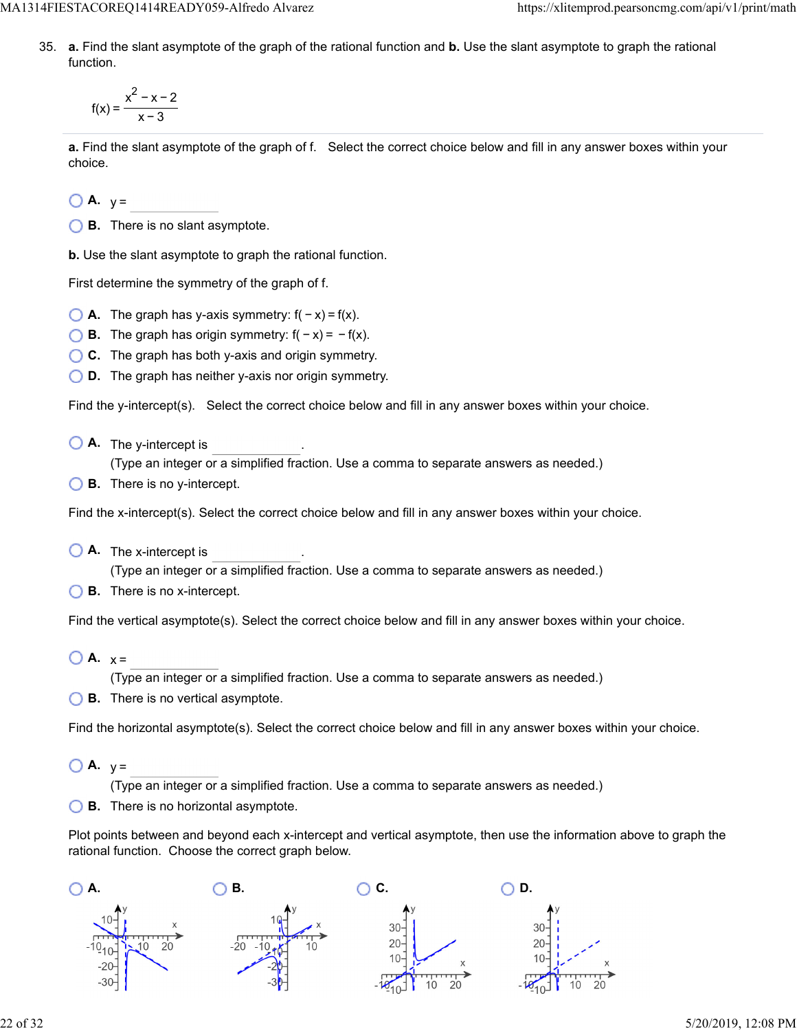35. **a.** Find the slant asymptote of the graph of the rational function and **b.** Use the slant asymptote to graph the rational function.

$$f(x) = \frac{x^2 - x - 2}{x - 3}$$

---

**a.** Find the slant asymptote of the graph of f. Select the correct choice below and fill in any answer boxes within your choice.

- **A.** y = ________
- **B.** There is no slant asymptote.

**b.** Use the slant asymptote to graph the rational function.

First determine the symmetry of the graph of f.

- **A.** The graph has y-axis symmetry: $f(-x) = f(x)$.
- **B.** The graph has origin symmetry: $f(-x) = -f(x)$.
- **C.** The graph has both y-axis and origin symmetry.
- **D.** The graph has neither y-axis nor origin symmetry.

Find the y-intercept(s). Select the correct choice below and fill in any answer boxes within your choice.

- **A.** The y-intercept is ________.
  (Type an integer or a simplified fraction. Use a comma to separate answers as needed.)
- **B.** There is no y-intercept.

Find the x-intercept(s). Select the correct choice below and fill in any answer boxes within your choice.

- **A.** The x-intercept is ________.
  (Type an integer or a simplified fraction. Use a comma to separate answers as needed.)
- **B.** There is no x-intercept.

Find the vertical asymptote(s). Select the correct choice below and fill in any answer boxes within your choice.

- **A.** x = ________
  (Type an integer or a simplified fraction. Use a comma to separate answers as needed.)
- **B.** There is no vertical asymptote.

Find the horizontal asymptote(s). Select the correct choice below and fill in any answer boxes within your choice.

- **A.** y = ________
  (Type an integer or a simplified fraction. Use a comma to separate answers as needed.)
- **B.** There is no horizontal asymptote.

Plot points between and beyond each x-intercept and vertical asymptote, then use the information above to graph the rational function. Choose the correct graph below.

- **A.**
- **B.**
- **C.**
- **D.**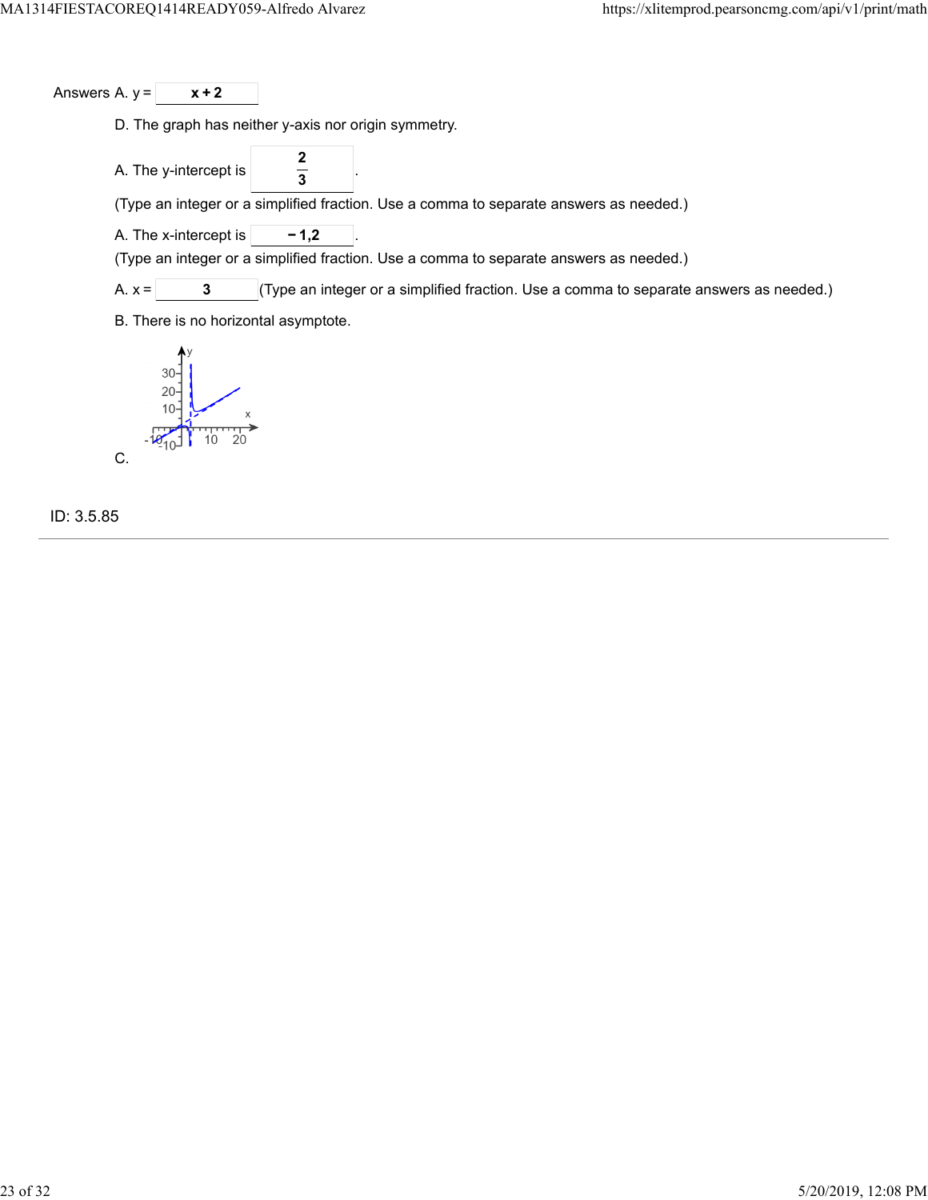Answers A. y = $x + 2$

D. The graph has neither y-axis nor origin symmetry.

A. The y-intercept is $\frac{2}{3}$.

(Type an integer or a simplified fraction. Use a comma to separate answers as needed.)

A. The x-intercept is $-1,2$.

(Type an integer or a simplified fraction. Use a comma to separate answers as needed.)

A. x = $3$ (Type an integer or a simplified fraction. Use a comma to separate answers as needed.)

B. There is no horizontal asymptote.

C.

ID: 3.5.85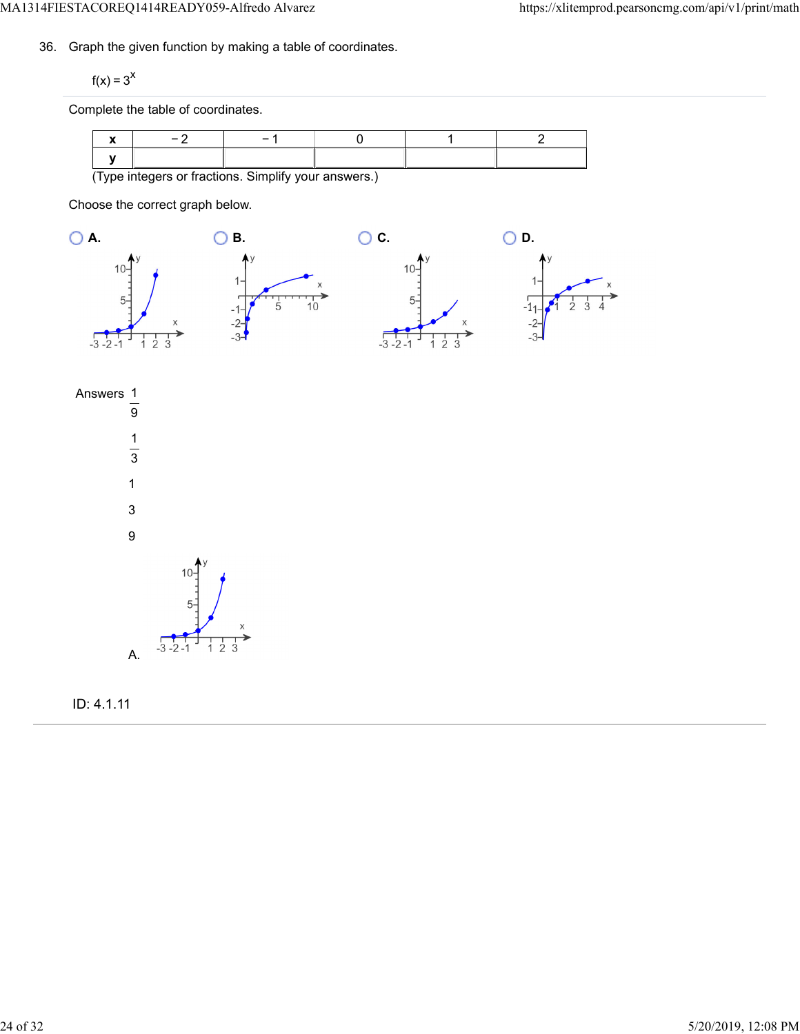36. Graph the given function by making a table of coordinates.

$f(x) = 3^x$

Complete the table of coordinates.

| x | −2 | −1 | 0 | 1 | 2 |
|---|---|---|---|---|---|
| y | | | | | |

(Type integers or fractions. Simplify your answers.)

Choose the correct graph below.

A.

B.

C.

D.

Answers $\frac{1}{9}$

$\frac{1}{3}$

1

3

9

A.

ID: 4.1.11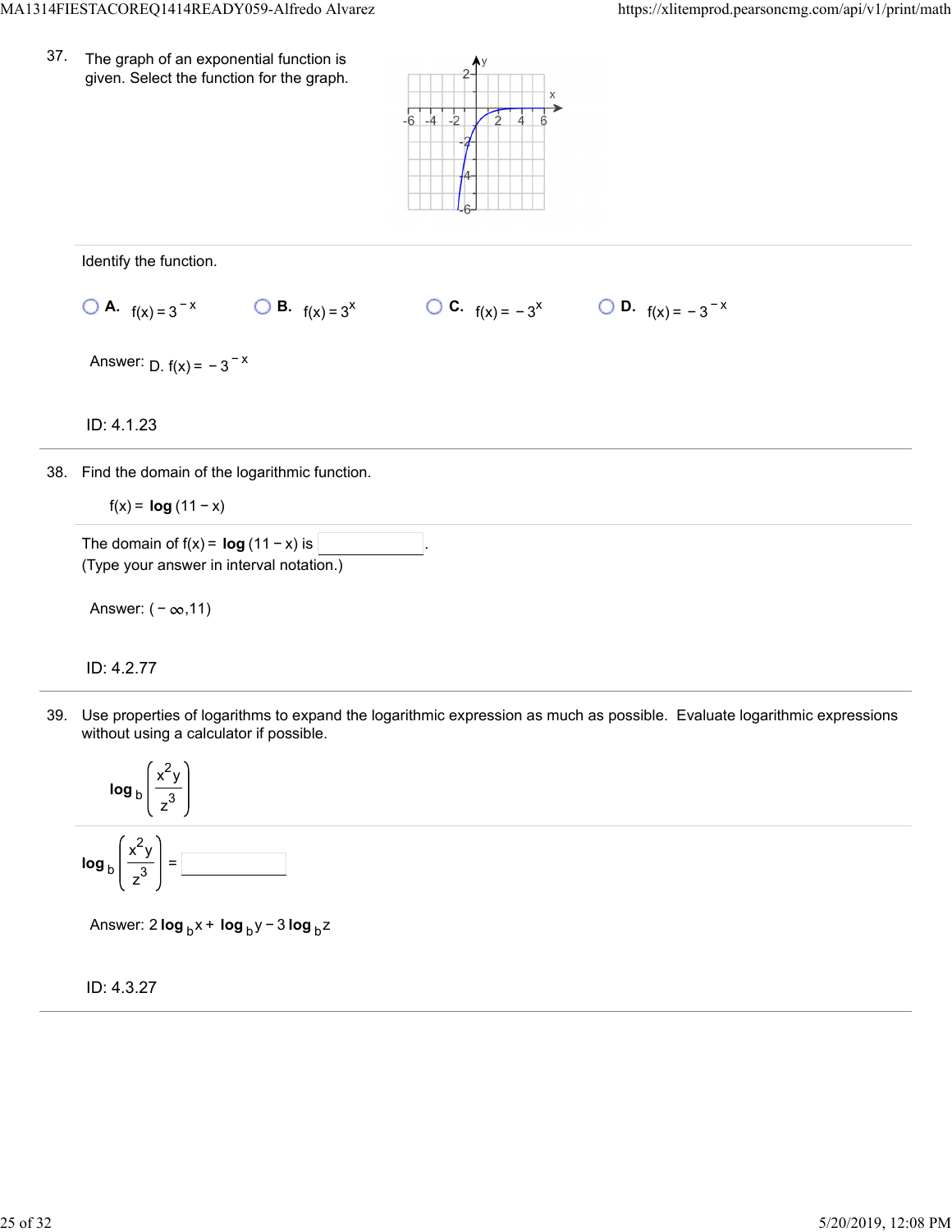37. The graph of an exponential function is given. Select the function for the graph.

Identify the function.

A. $f(x) = 3^{-x}$  B. $f(x) = 3^{x}$  C. $f(x) = -3^{x}$  D. $f(x) = -3^{-x}$

Answer: D. $f(x) = -3^{-x}$

ID: 4.1.23

---

38. Find the domain of the logarithmic function.

$f(x) = \log(11 - x)$

The domain of $f(x) = \log(11 - x)$ is ________.
(Type your answer in interval notation.)

Answer: $(-\infty, 11)$

ID: 4.2.77

---

39. Use properties of logarithms to expand the logarithmic expression as much as possible. Evaluate logarithmic expressions without using a calculator if possible.

$$\log_b \left(\frac{x^2 y}{z^3}\right)$$

$\log_b \left(\frac{x^2 y}{z^3}\right) =$ ________

Answer: $2\log_b x + \log_b y - 3\log_b z$

ID: 4.3.27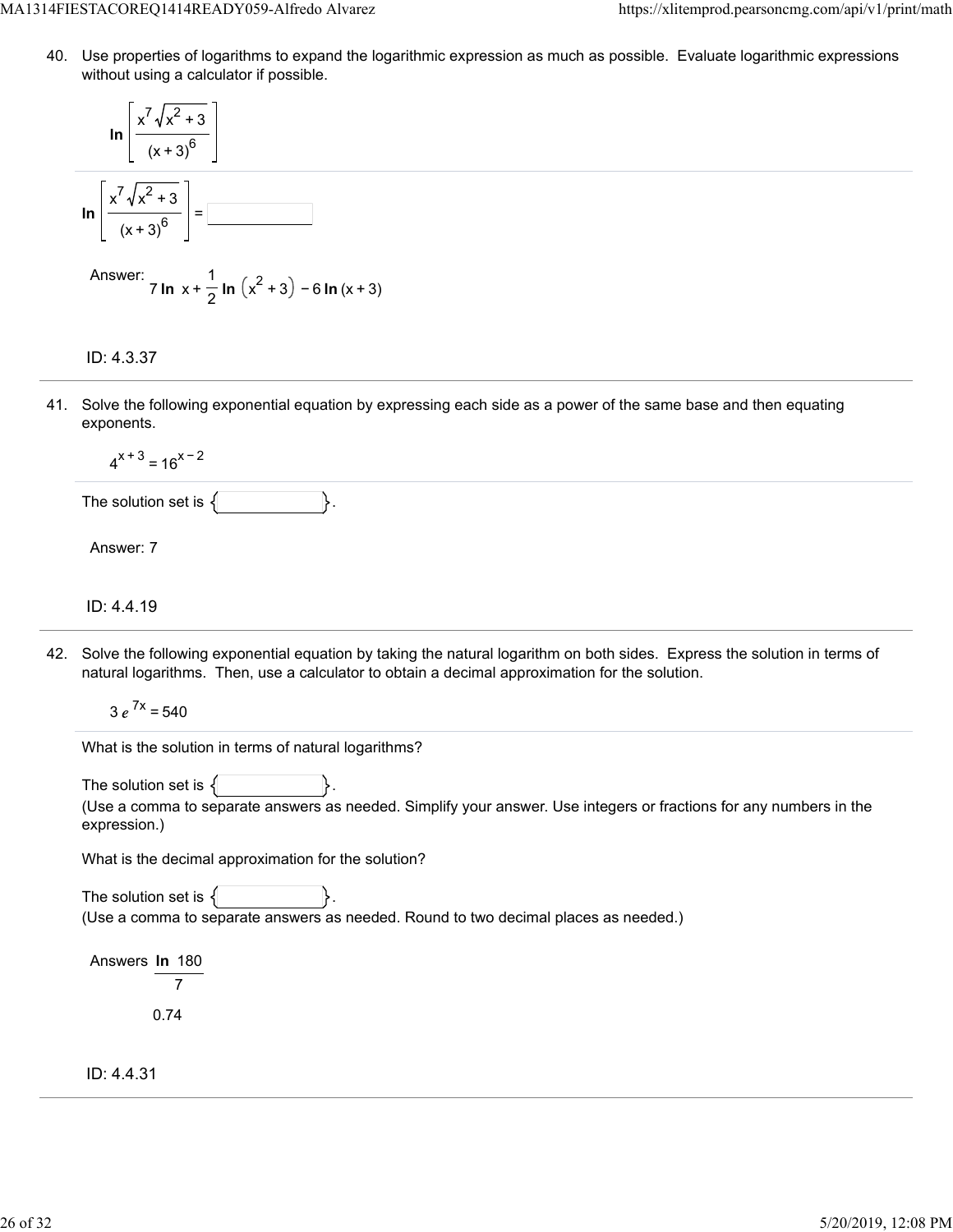40. Use properties of logarithms to expand the logarithmic expression as much as possible. Evaluate logarithmic expressions without using a calculator if possible.

$$\ln\left[\frac{x^7\sqrt{x^2+3}}{(x+3)^6}\right]$$

$\ln\left[\frac{x^7\sqrt{x^2+3}}{(x+3)^6}\right] =$ ______

Answer: $7\ln x + \frac{1}{2}\ln\left(x^2+3\right) - 6\ln(x+3)$

ID: 4.3.37

---

41. Solve the following exponential equation by expressing each side as a power of the same base and then equating exponents.

$$4^{x+3} = 16^{x-2}$$

The solution set is { ______ }.

Answer: 7

ID: 4.4.19

---

42. Solve the following exponential equation by taking the natural logarithm on both sides. Express the solution in terms of natural logarithms. Then, use a calculator to obtain a decimal approximation for the solution.

$$3e^{7x} = 540$$

What is the solution in terms of natural logarithms?

The solution set is { ______ }.
(Use a comma to separate answers as needed. Simplify your answer. Use integers or fractions for any numbers in the expression.)

What is the decimal approximation for the solution?

The solution set is { ______ }.
(Use a comma to separate answers as needed. Round to two decimal places as needed.)

Answers $\frac{\ln 180}{7}$

0.74

ID: 4.4.31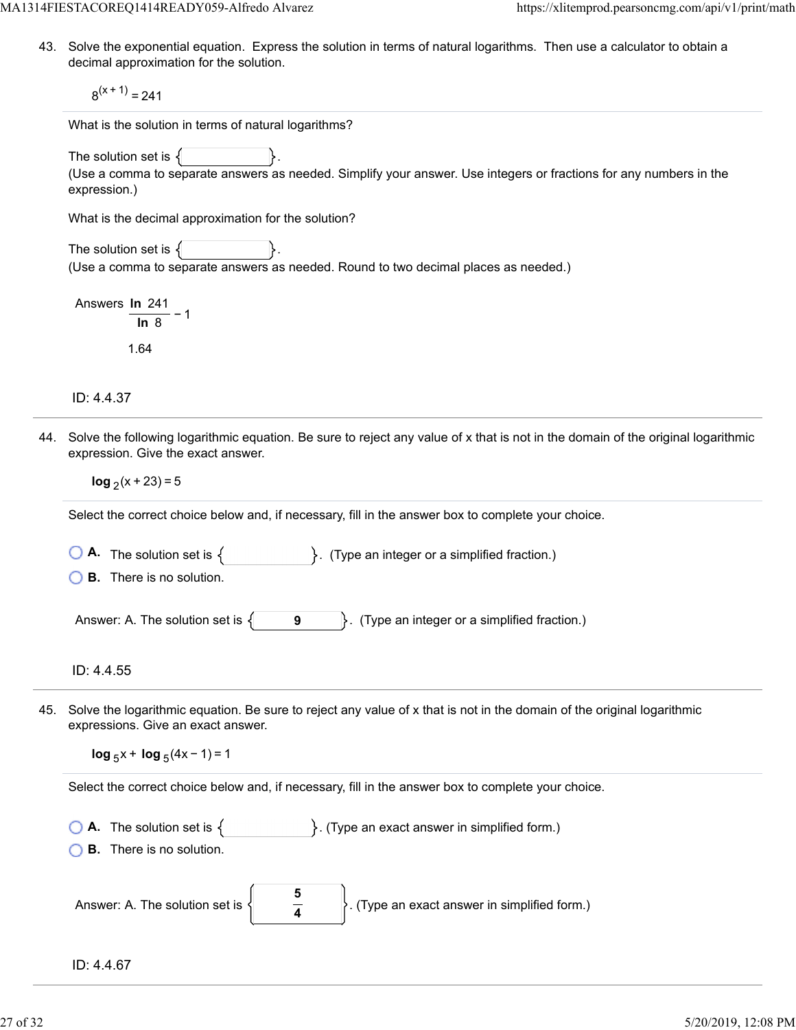43. Solve the exponential equation. Express the solution in terms of natural logarithms. Then use a calculator to obtain a decimal approximation for the solution.

$$8^{(x+1)} = 241$$

What is the solution in terms of natural logarithms?

The solution set is { }.
(Use a comma to separate answers as needed. Simplify your answer. Use integers or fractions for any numbers in the expression.)

What is the decimal approximation for the solution?

The solution set is { }.
(Use a comma to separate answers as needed. Round to two decimal places as needed.)

Answers $\frac{\ln 241}{\ln 8} - 1$

1.64

ID: 4.4.37

---

44. Solve the following logarithmic equation. Be sure to reject any value of x that is not in the domain of the original logarithmic expression. Give the exact answer.

$$\log_2(x+23) = 5$$

Select the correct choice below and, if necessary, fill in the answer box to complete your choice.

- **A.** The solution set is { }. (Type an integer or a simplified fraction.)
- **B.** There is no solution.

Answer: A. The solution set is { **9** }. (Type an integer or a simplified fraction.)

ID: 4.4.55

---

45. Solve the logarithmic equation. Be sure to reject any value of x that is not in the domain of the original logarithmic expressions. Give an exact answer.

$$\log_5 x + \log_5(4x-1) = 1$$

Select the correct choice below and, if necessary, fill in the answer box to complete your choice.

- **A.** The solution set is { }. (Type an exact answer in simplified form.)
- **B.** There is no solution.

Answer: A. The solution set is { $\frac{5}{4}$ }. (Type an exact answer in simplified form.)

ID: 4.4.67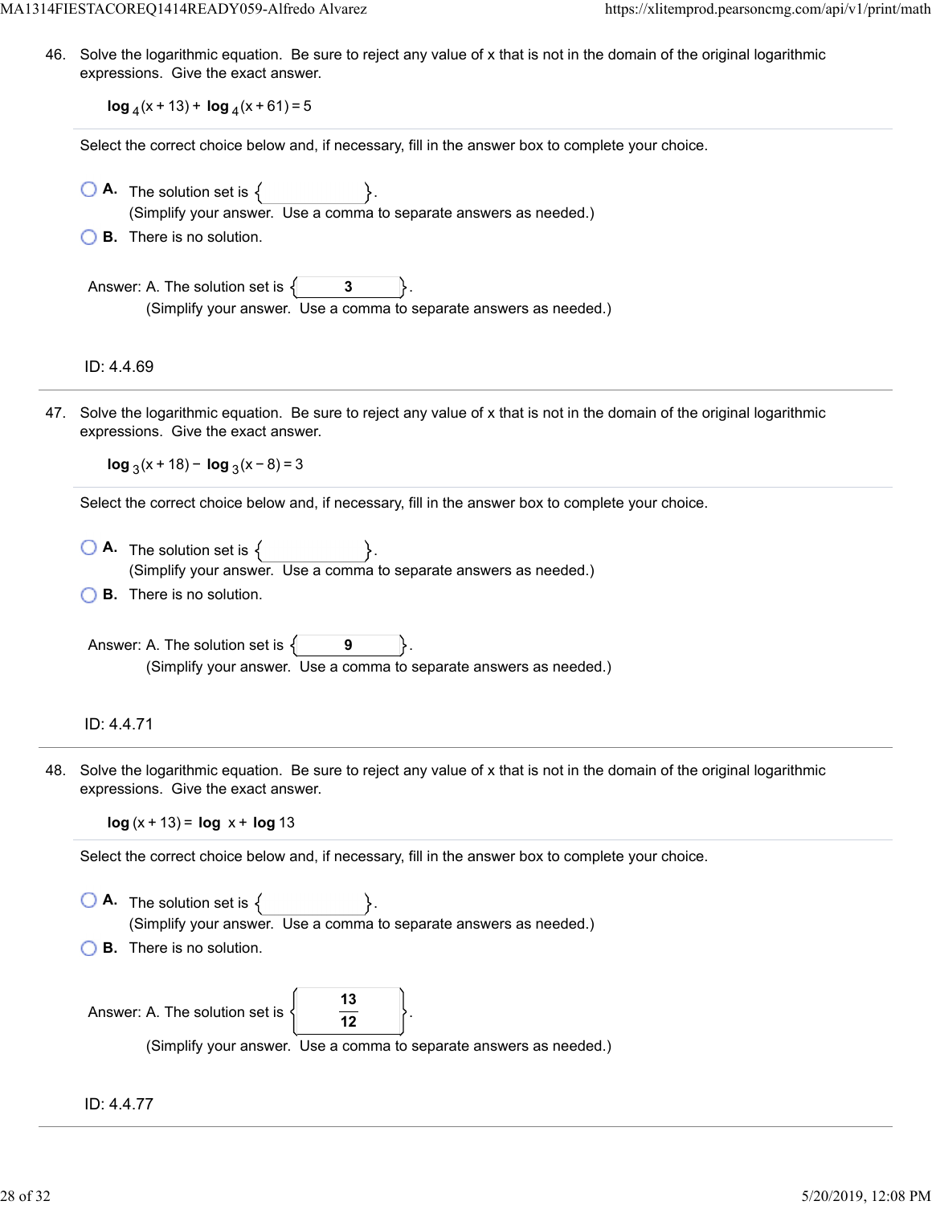46. Solve the logarithmic equation. Be sure to reject any value of x that is not in the domain of the original logarithmic expressions. Give the exact answer.

$$\log_4(x + 13) + \log_4(x + 61) = 5$$

Select the correct choice below and, if necessary, fill in the answer box to complete your choice.

- **A.** The solution set is { }.
(Simplify your answer. Use a comma to separate answers as needed.)
- **B.** There is no solution.

Answer: A. The solution set is { **3** }.
(Simplify your answer. Use a comma to separate answers as needed.)

ID: 4.4.69

---

47. Solve the logarithmic equation. Be sure to reject any value of x that is not in the domain of the original logarithmic expressions. Give the exact answer.

$$\log_3(x + 18) - \log_3(x - 8) = 3$$

Select the correct choice below and, if necessary, fill in the answer box to complete your choice.

- **A.** The solution set is { }.
(Simplify your answer. Use a comma to separate answers as needed.)
- **B.** There is no solution.

Answer: A. The solution set is { **9** }.
(Simplify your answer. Use a comma to separate answers as needed.)

ID: 4.4.71

---

48. Solve the logarithmic equation. Be sure to reject any value of x that is not in the domain of the original logarithmic expressions. Give the exact answer.

$$\log(x + 13) = \log x + \log 13$$

Select the correct choice below and, if necessary, fill in the answer box to complete your choice.

- **A.** The solution set is { }.
(Simplify your answer. Use a comma to separate answers as needed.)
- **B.** There is no solution.

Answer: A. The solution set is $\left\{ \frac{13}{12} \right\}$.
(Simplify your answer. Use a comma to separate answers as needed.)

ID: 4.4.77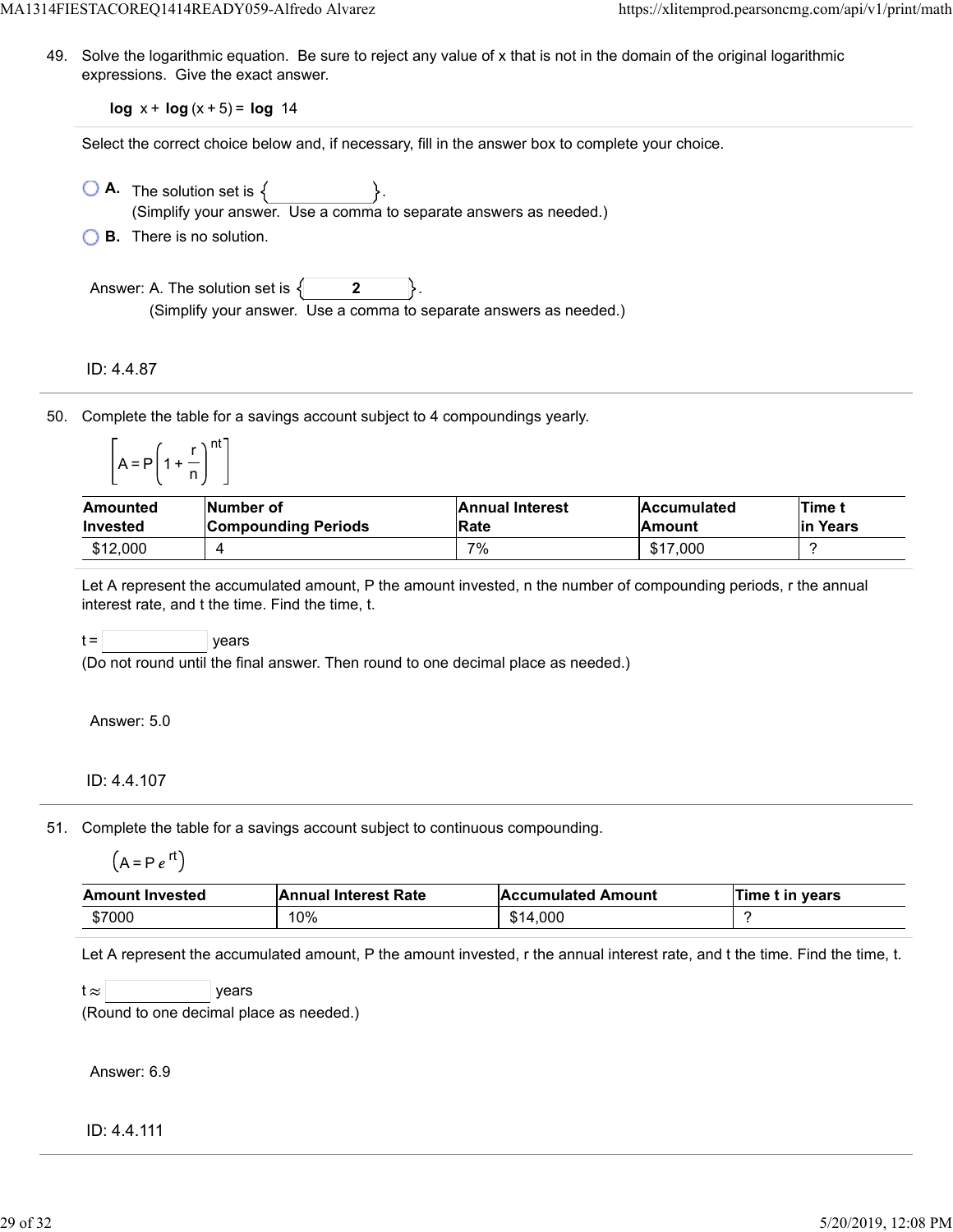49. Solve the logarithmic equation. Be sure to reject any value of x that is not in the domain of the original logarithmic expressions. Give the exact answer.

$$\log x + \log(x+5) = \log 14$$

Select the correct choice below and, if necessary, fill in the answer box to complete your choice.

- **A.** The solution set is { }. (Simplify your answer. Use a comma to separate answers as needed.)
- **B.** There is no solution.

Answer: A. The solution set is { **2** }. (Simplify your answer. Use a comma to separate answers as needed.)

ID: 4.4.87

50. Complete the table for a savings account subject to 4 compoundings yearly.

$$\left[A = P\left(1 + \frac{r}{n}\right)^{nt}\right]$$

| Amounted Invested | Number of Compounding Periods | Annual Interest Rate | Accumulated Amount | Time t in Years |
|---|---|---|---|---|
| $12,000 | 4 | 7% | $17,000 | ? |

Let A represent the accumulated amount, P the amount invested, n the number of compounding periods, r the annual interest rate, and t the time. Find the time, t.

t = ______ years
(Do not round until the final answer. Then round to one decimal place as needed.)

Answer: 5.0

ID: 4.4.107

51. Complete the table for a savings account subject to continuous compounding.

$$\left(A = Pe^{rt}\right)$$

| Amount Invested | Annual Interest Rate | Accumulated Amount | Time t in years |
|---|---|---|---|
| $7000 | 10% | $14,000 | ? |

Let A represent the accumulated amount, P the amount invested, r the annual interest rate, and t the time. Find the time, t.

t ≈ ______ years
(Round to one decimal place as needed.)

Answer: 6.9

ID: 4.4.111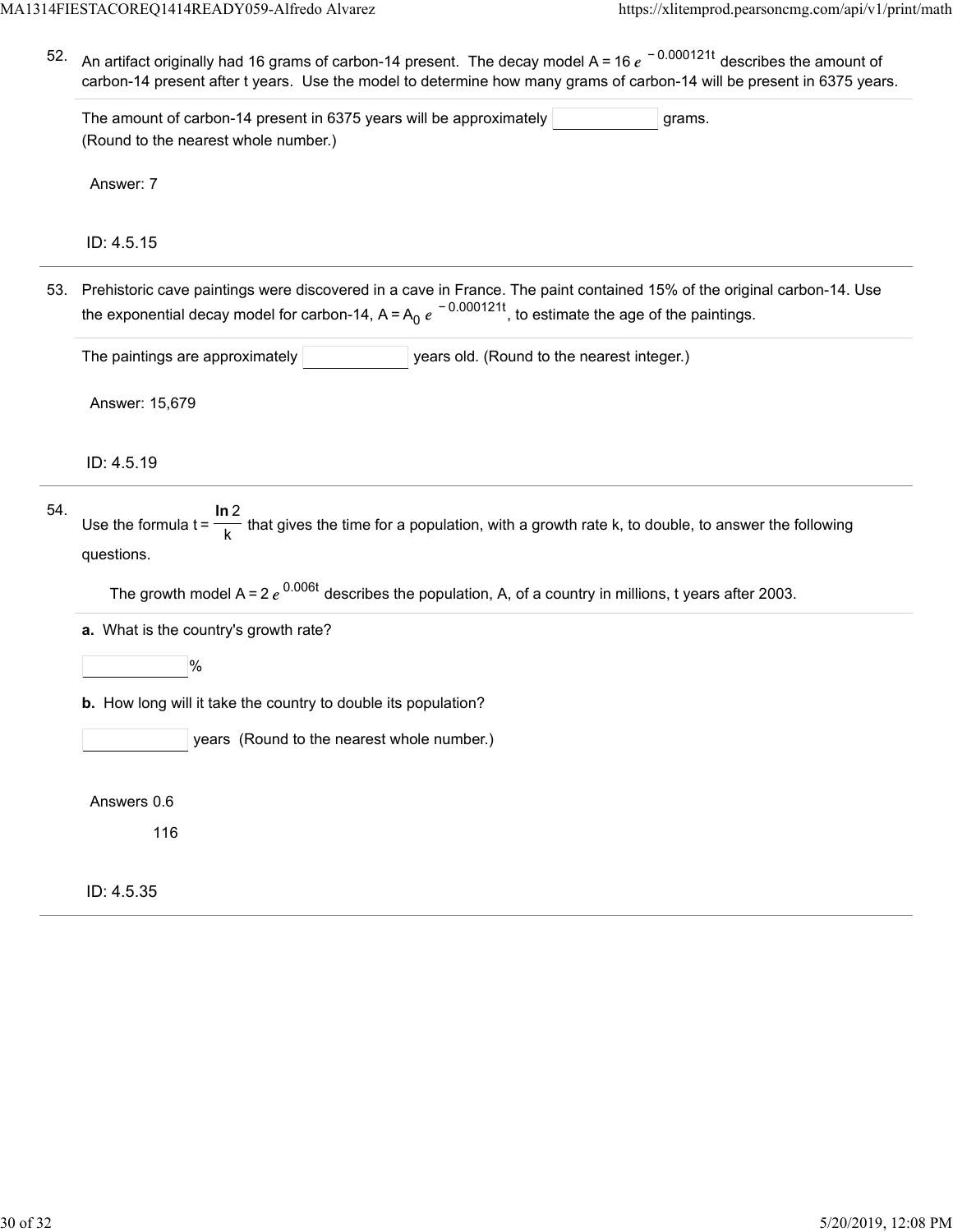52. An artifact originally had 16 grams of carbon-14 present. The decay model $A = 16e^{-0.000121t}$ describes the amount of carbon-14 present after t years. Use the model to determine how many grams of carbon-14 will be present in 6375 years.

The amount of carbon-14 present in 6375 years will be approximately ______ grams.
(Round to the nearest whole number.)

Answer: 7

ID: 4.5.15

---

53. Prehistoric cave paintings were discovered in a cave in France. The paint contained 15% of the original carbon-14. Use the exponential decay model for carbon-14, $A = A_0 e^{-0.000121t}$, to estimate the age of the paintings.

The paintings are approximately ______ years old. (Round to the nearest integer.)

Answer: 15,679

ID: 4.5.19

---

54. Use the formula $t = \frac{\ln 2}{k}$ that gives the time for a population, with a growth rate k, to double, to answer the following questions.

The growth model $A = 2e^{0.006t}$ describes the population, A, of a country in millions, t years after 2003.

**a.** What is the country's growth rate?

______ %

**b.** How long will it take the country to double its population?

______ years (Round to the nearest whole number.)

Answers 0.6

116

ID: 4.5.35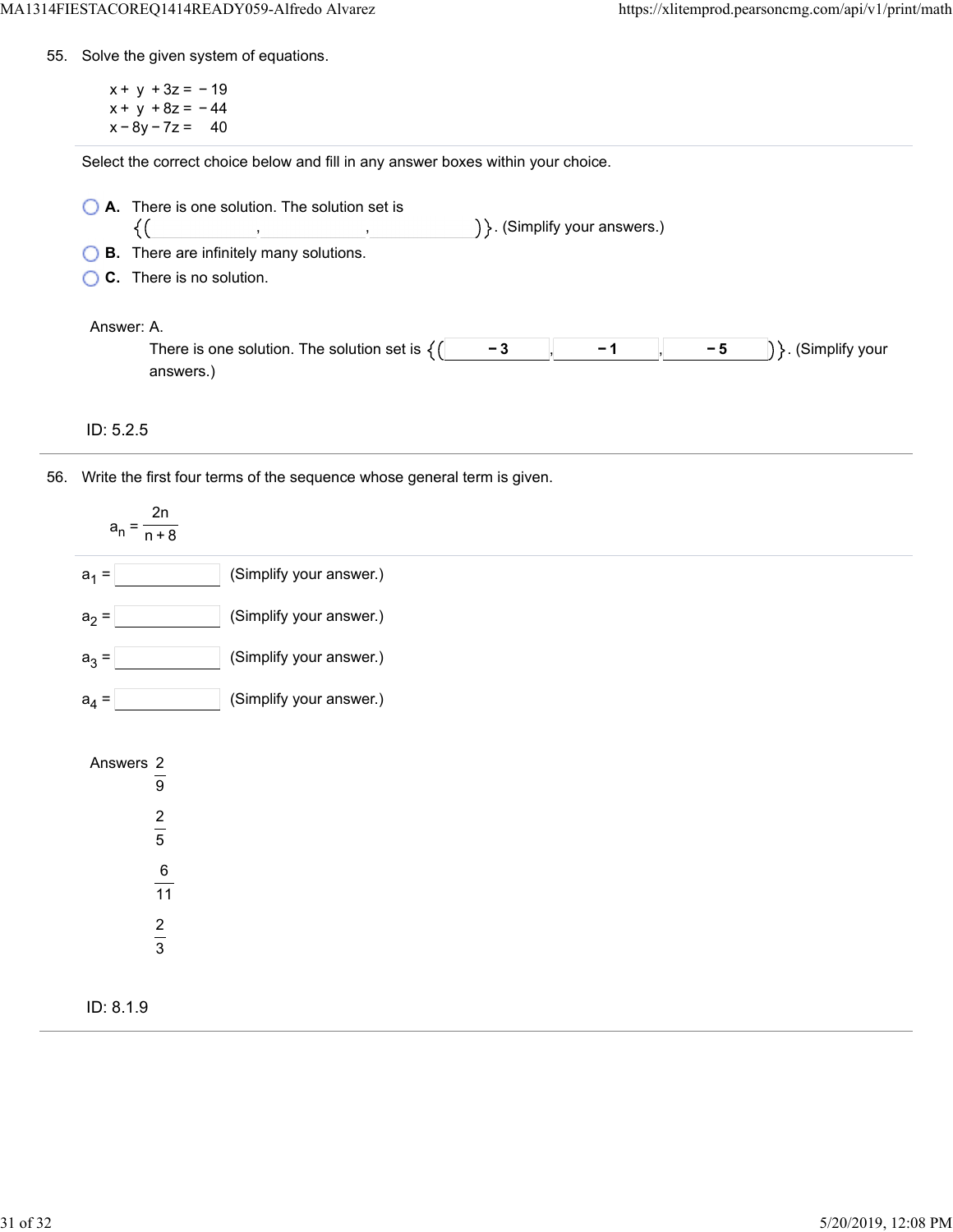55. Solve the given system of equations.

$$x + y + 3z = -19$$
$$x + y + 8z = -44$$
$$x - 8y - 7z = 40$$

Select the correct choice below and fill in any answer boxes within your choice.

- **A.** There is one solution. The solution set is $\{(\_\_\_\_, \_\_\_\_, \_\_\_\_)\}$. (Simplify your answers.)
- **B.** There are infinitely many solutions.
- **C.** There is no solution.

Answer: A.
There is one solution. The solution set is $\{(-3, -1, -5)\}$. (Simplify your answers.)

ID: 5.2.5

---

56. Write the first four terms of the sequence whose general term is given.

$$a_n = \frac{2n}{n+8}$$

$a_1 = $ \_\_\_\_ (Simplify your answer.)

$a_2 = $ \_\_\_\_ (Simplify your answer.)

$a_3 = $ \_\_\_\_ (Simplify your answer.)

$a_4 = $ \_\_\_\_ (Simplify your answer.)

Answers $\frac{2}{9}$

$\frac{2}{5}$

$\frac{6}{11}$

$\frac{2}{3}$

ID: 8.1.9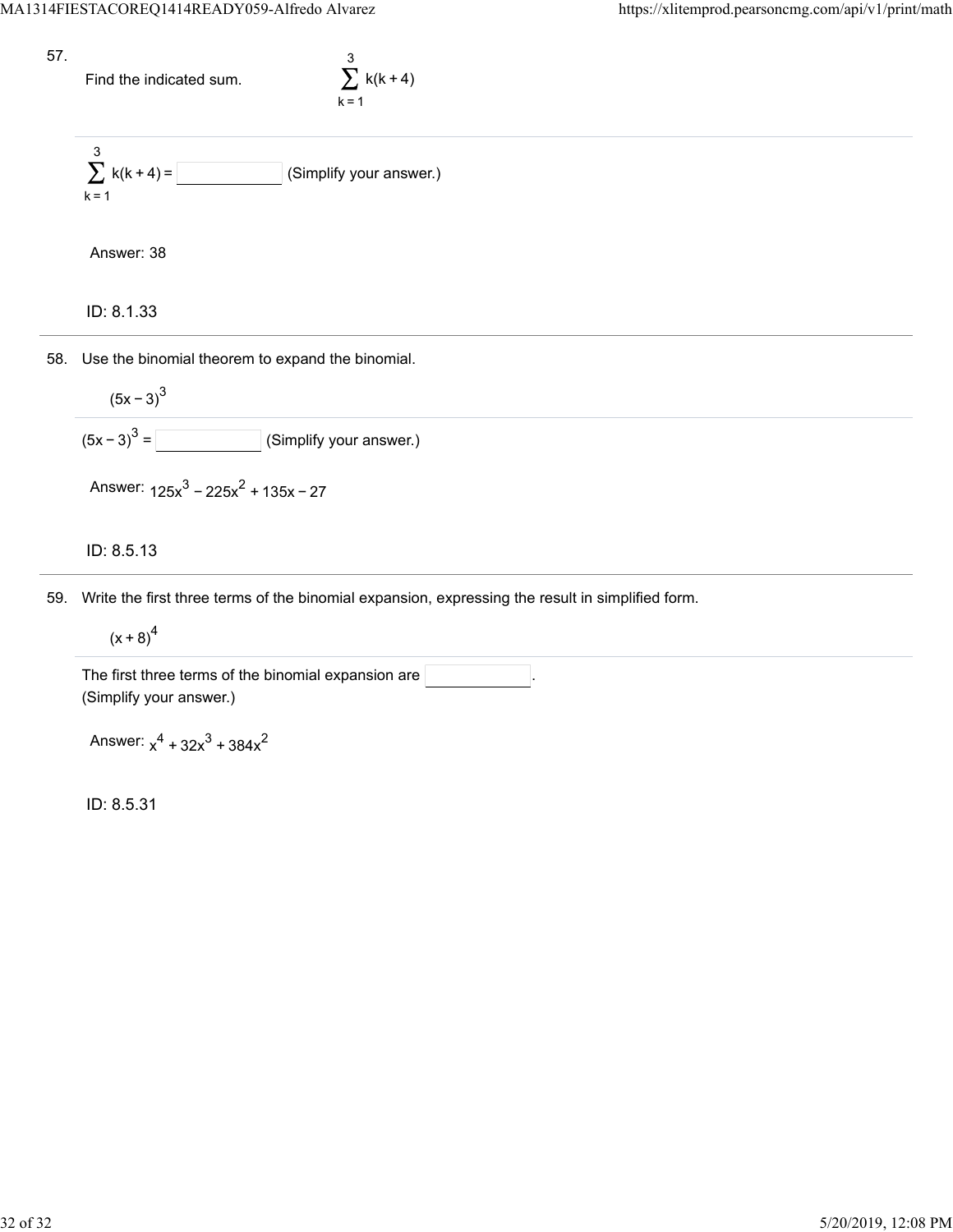57\. Find the indicated sum. $\sum_{k=1}^{3} k(k+4)$

$\sum_{k=1}^{3} k(k+4) =$ ______ (Simplify your answer.)

Answer: 38

ID: 8.1.33

58\. Use the binomial theorem to expand the binomial.

$(5x-3)^3$

$(5x-3)^3 =$ ______ (Simplify your answer.)

Answer: $125x^3 - 225x^2 + 135x - 27$

ID: 8.5.13

59\. Write the first three terms of the binomial expansion, expressing the result in simplified form.

$(x+8)^4$

The first three terms of the binomial expansion are ______.
(Simplify your answer.)

Answer: $x^4 + 32x^3 + 384x^2$

ID: 8.5.31